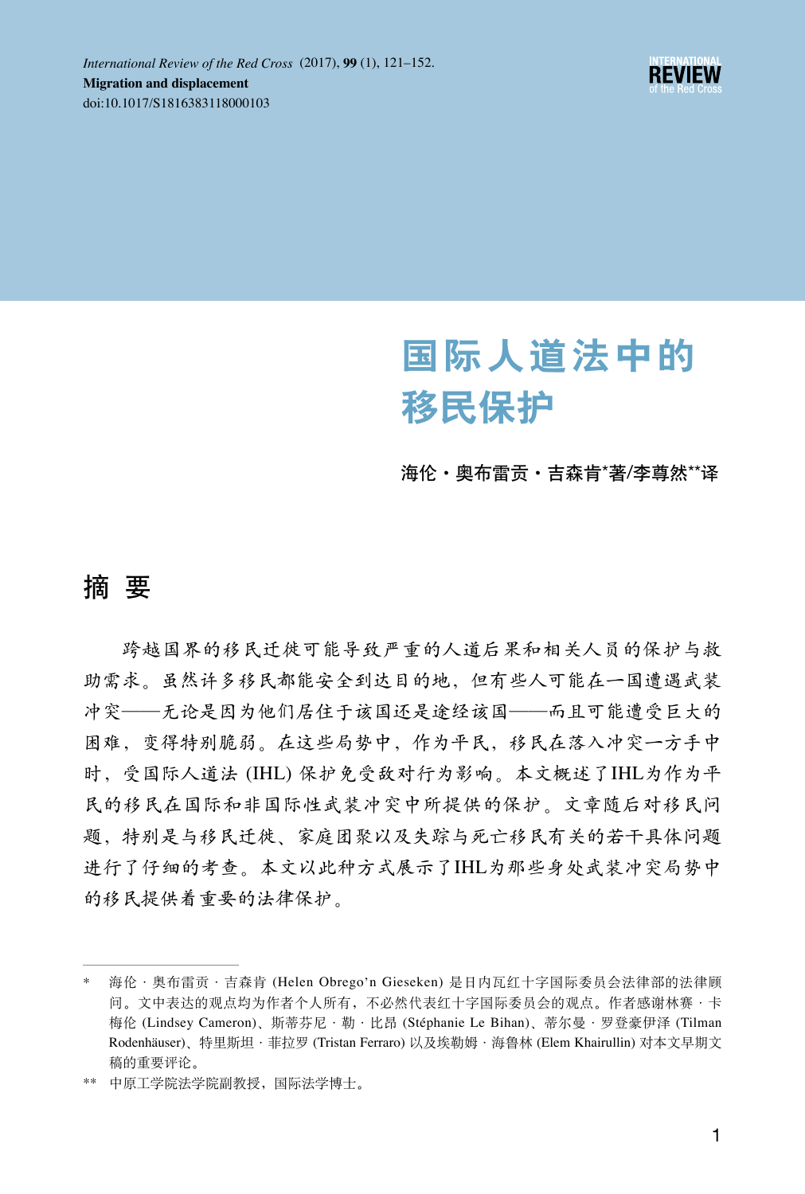# 国际人道法中的移民保护

**海伦·奥布雷贡·吉森肯*著/李尊然**译**

## 摘 要

跨越国界的移民迁徙可能导致严重的人道后果和相关人员的保护与救助需求。虽然许多移民都能安全到达目的地，但有些人可能在一国遭遇武装冲突——无论是因为他们居住于该国还是途经该国——而且可能遭受巨大的困难，变得特别脆弱。在这些局势中，作为平民，移民在落入冲突一方手中时，受国际人道法 (IHL) 保护免受敌对行为影响。本文概述了IHL为作为平民的移民在国际和非国际性武装冲突中所提供的保护。文章随后对移民问题，特别是与移民迁徙、家庭团聚以及失踪与死亡移民有关的若干具体问题进行了仔细的考查。本文以此种方式展示了IHL为那些身处武装冲突局势中的移民提供着重要的法律保护。

---

\* 海伦·奥布雷贡·吉森肯 (Helen Obrego'n Gieseken) 是日内瓦红十字国际委员会法律部的法律顾问。文中表达的观点均为作者个人所有，不必然代表红十字国际委员会的观点。作者感谢林赛·卡梅伦 (Lindsey Cameron)、斯蒂芬尼·勒·比昂 (Stéphanie Le Bihan)、蒂尔曼·罗登豪伊泽 (Tilman Rodenhäuser)、特里斯坦·菲拉罗 (Tristan Ferraro) 以及埃勒姆·海鲁林 (Elem Khairullin) 对本文早期文稿的重要评论。

\*\* 中原工学院法学院副教授，国际法学博士。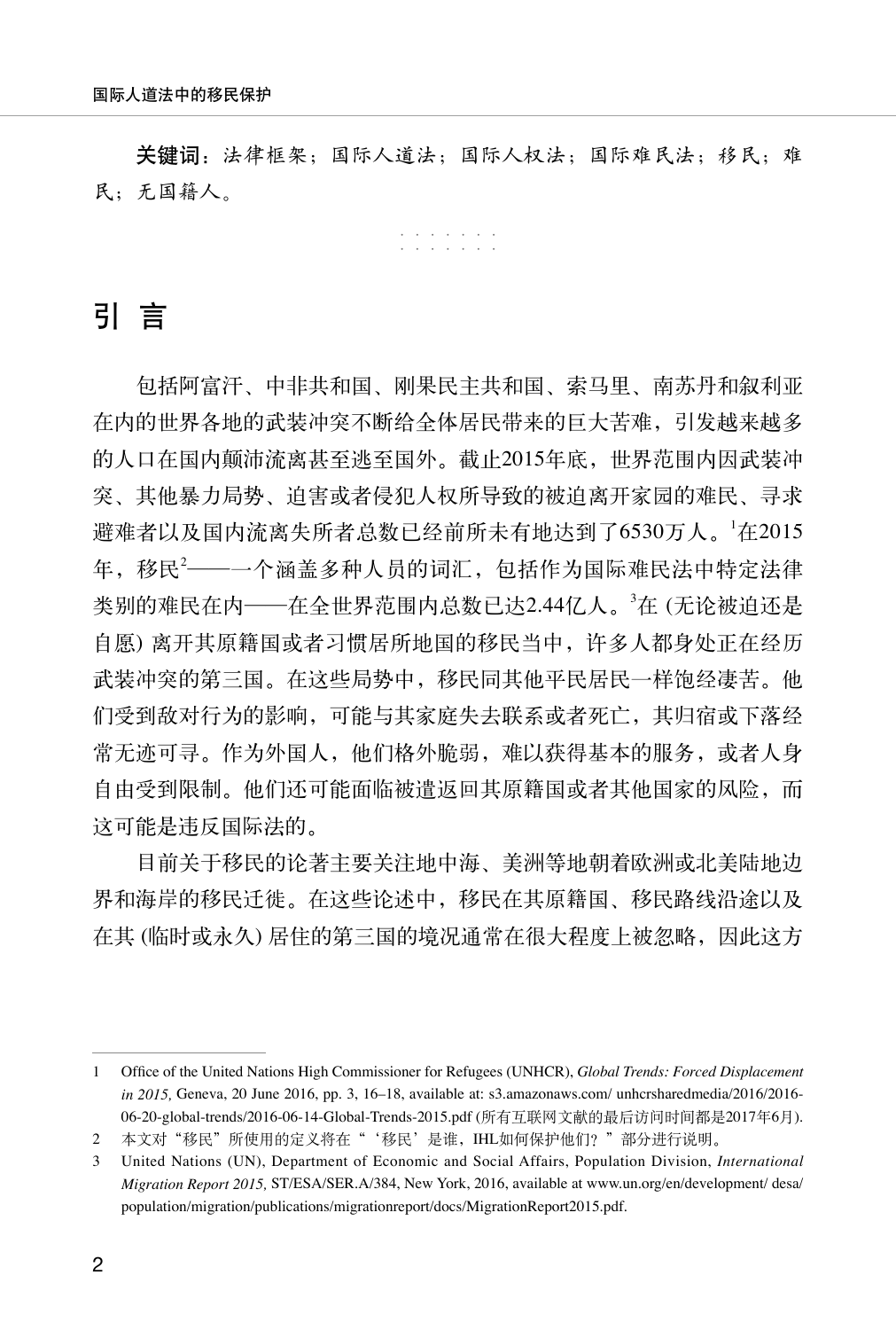**关键词**：法律框架；国际人道法；国际人权法；国际难民法；移民；难民；无国籍人。

· · · · · · ·
· · · · · · ·

## 引 言

包括阿富汗、中非共和国、刚果民主共和国、索马里、南苏丹和叙利亚在内的世界各地的武装冲突不断给全体居民带来的巨大苦难，引发越来越多的人口在国内颠沛流离甚至逃至国外。截止2015年底，世界范围内因武装冲突、其他暴力局势、迫害或者侵犯人权所导致的被迫离开家园的难民、寻求避难者以及国内流离失所者总数已经前所未有地达到了6530万人。[1]在2015年，移民[2]——一个涵盖多种人员的词汇，包括作为国际难民法中特定法律类别的难民在内——在全世界范围内总数已达2.44亿人。[3]在 (无论被迫还是自愿) 离开其原籍国或者习惯居所地国的移民当中，许多人都身处正在经历武装冲突的第三国。在这些局势中，移民同其他平民居民一样饱经凄苦。他们受到敌对行为的影响，可能与其家庭失去联系或者死亡，其归宿或下落经常无迹可寻。作为外国人，他们格外脆弱，难以获得基本的服务，或者人身自由受到限制。他们还可能面临被遣返回其原籍国或者其他国家的风险，而这可能是违反国际法的。

目前关于移民的论著主要关注地中海、美洲等地朝着欧洲或北美陆地边界和海岸的移民迁徙。在这些论述中，移民在其原籍国、移民路线沿途以及在其 (临时或永久) 居住的第三国的境况通常在很大程度上被忽略，因此这方

---

1 Office of the United Nations High Commissioner for Refugees (UNHCR), *Global Trends: Forced Displacement in 2015,* Geneva, 20 June 2016, pp. 3, 16–18, available at: s3.amazonaws.com/ unhcrsharedmedia/2016/2016-06-20-global-trends/2016-06-14-Global-Trends-2015.pdf (所有互联网文献的最后访问时间都是2017年6月).

2 本文对“移民”所使用的定义将在“‘移民’是谁，IHL如何保护他们？”部分进行说明。

3 United Nations (UN), Department of Economic and Social Affairs, Population Division, *International Migration Report 2015,* ST/ESA/SER.A/384, New York, 2016, available at www.un.org/en/development/ desa/population/migration/publications/migrationreport/docs/MigrationReport2015.pdf.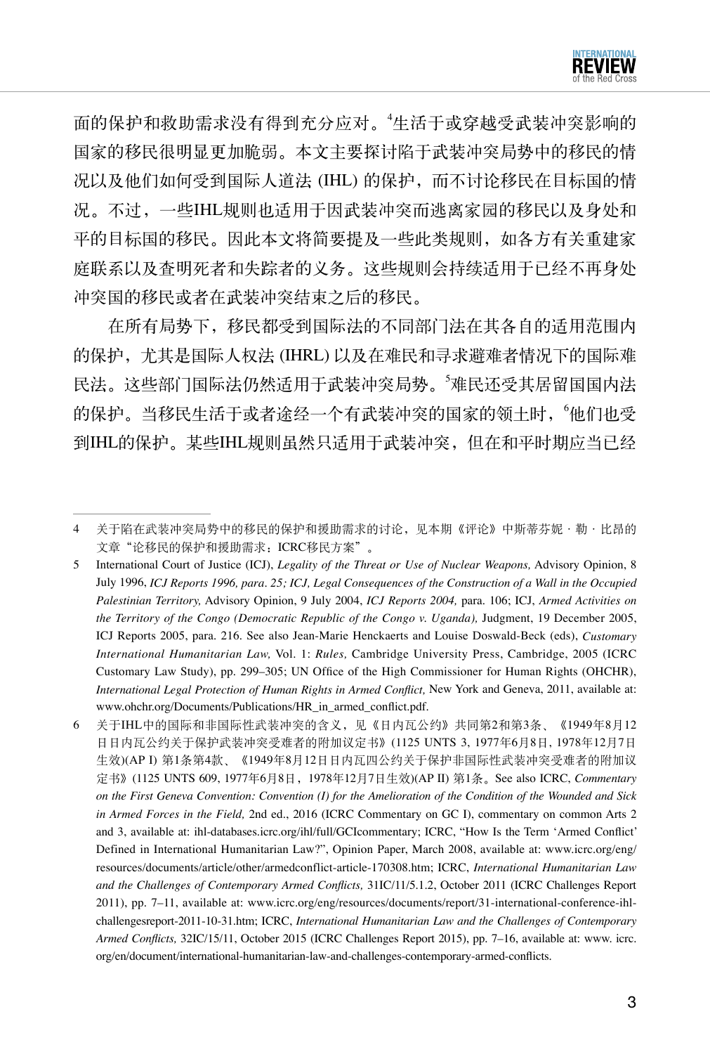面的保护和救助需求没有得到充分应对。[4]生活于或穿越受武装冲突影响的国家的移民很明显更加脆弱。本文主要探讨陷于武装冲突局势中的移民的情况以及他们如何受到国际人道法 (IHL) 的保护，而不讨论移民在目标国的情况。不过，一些IHL规则也适用于因武装冲突而逃离家园的移民以及身处和平的目标国的移民。因此本文将简要提及一些此类规则，如各方有关重建家庭联系以及查明死者和失踪者的义务。这些规则会持续适用于已经不再身处冲突国的移民或者在武装冲突结束之后的移民。

在所有局势下，移民都受到国际法的不同部门法在其各自的适用范围内的保护，尤其是国际人权法 (IHRL) 以及在难民和寻求避难者情况下的国际难民法。这些部门国际法仍然适用于武装冲突局势。[5]难民还受其居留国国内法的保护。当移民生活于或者途经一个有武装冲突的国家的领土时，[6]他们也受到IHL的保护。某些IHL规则虽然只适用于武装冲突，但在和平时期应当已经

---

4 关于陷在武装冲突局势中的移民的保护和援助需求的讨论，见本期《评论》中斯蒂芬妮·勒·比昂的文章"论移民的保护和援助需求：ICRC移民方案"。

5 International Court of Justice (ICJ), *Legality of the Threat or Use of Nuclear Weapons,* Advisory Opinion, 8 July 1996, *ICJ Reports 1996, para. 25; ICJ, Legal Consequences of the Construction of a Wall in the Occupied Palestinian Territory,* Advisory Opinion, 9 July 2004, *ICJ Reports 2004,* para. 106; ICJ, *Armed Activities on the Territory of the Congo (Democratic Republic of the Congo v. Uganda),* Judgment, 19 December 2005, ICJ Reports 2005, para. 216. See also Jean-Marie Henckaerts and Louise Doswald-Beck (eds), *Customary International Humanitarian Law,* Vol. 1: *Rules,* Cambridge University Press, Cambridge, 2005 (ICRC Customary Law Study), pp. 299–305; UN Office of the High Commissioner for Human Rights (OHCHR), *International Legal Protection of Human Rights in Armed Conflict,* New York and Geneva, 2011, available at: www.ohchr.org/Documents/Publications/HR_in_armed_conflict.pdf.

6 关于IHL中的国际和非国际性武装冲突的含义，见《日内瓦公约》共同第2和第3条、《1949年8月12日日内瓦公约关于保护武装冲突受难者的附加议定书》(1125 UNTS 3, 1977年6月8日，1978年12月7日生效)(AP I) 第1条第4款、《1949年8月12日日内瓦四公约关于保护非国际性武装冲突受难者的附加议定书》(1125 UNTS 609, 1977年6月8日，1978年12月7日生效)(AP II) 第1条。See also ICRC, *Commentary on the First Geneva Convention: Convention (I) for the Amelioration of the Condition of the Wounded and Sick in Armed Forces in the Field,* 2nd ed., 2016 (ICRC Commentary on GC I), commentary on common Arts 2 and 3, available at: ihl-databases.icrc.org/ihl/full/GCIcommentary; ICRC, "How Is the Term 'Armed Conflict' Defined in International Humanitarian Law?", Opinion Paper, March 2008, available at: www.icrc.org/eng/resources/documents/article/other/armedconflict-article-170308.htm; ICRC, *International Humanitarian Law and the Challenges of Contemporary Armed Conflicts,* 31IC/11/5.1.2, October 2011 (ICRC Challenges Report 2011), pp. 7–11, available at: www.icrc.org/eng/resources/documents/report/31-international-conference-ihl-challengesreport-2011-10-31.htm; ICRC, *International Humanitarian Law and the Challenges of Contemporary Armed Conflicts,* 32IC/15/11, October 2015 (ICRC Challenges Report 2015), pp. 7–16, available at: www. icrc. org/en/document/international-humanitarian-law-and-challenges-contemporary-armed-conflicts.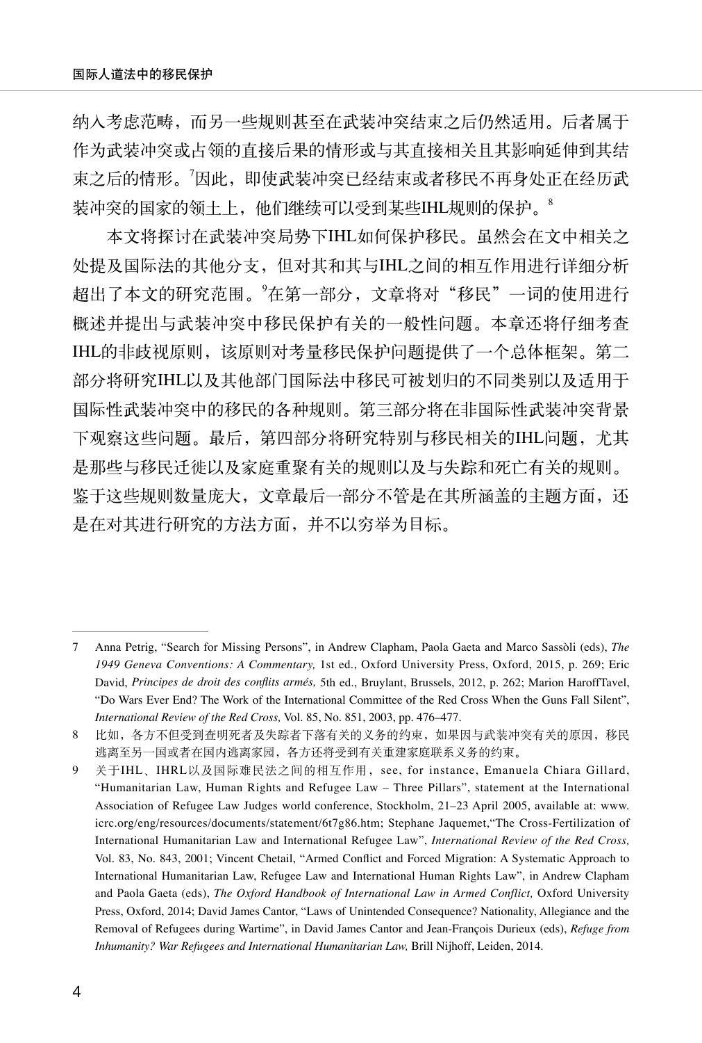纳入考虑范畴，而另一些规则甚至在武装冲突结束之后仍然适用。后者属于作为武装冲突或占领的直接后果的情形或与其直接相关且其影响延伸到其结束之后的情形。[7]因此，即使武装冲突已经结束或者移民不再身处正在经历武装冲突的国家的领土上，他们继续可以受到某些IHL规则的保护。[8]

本文将探讨在武装冲突局势下IHL如何保护移民。虽然会在文中相关之处提及国际法的其他分支，但对其和其与IHL之间的相互作用进行详细分析超出了本文的研究范围。[9]在第一部分，文章将对“移民”一词的使用进行概述并提出与武装冲突中移民保护有关的一般性问题。本章还将仔细考查IHL的非歧视原则，该原则对考量移民保护问题提供了一个总体框架。第二部分将研究IHL以及其他部门国际法中移民可被划归的不同类别以及适用于国际性武装冲突中的移民的各种规则。第三部分将在非国际性武装冲突背景下观察这些问题。最后，第四部分将研究特别与移民相关的IHL问题，尤其是那些与移民迁徙以及家庭重聚有关的规则以及与失踪和死亡有关的规则。鉴于这些规则数量庞大，文章最后一部分不管是在其所涵盖的主题方面，还是在对其进行研究的方法方面，并不以穷举为目标。

---

7 Anna Petrig, “Search for Missing Persons”, in Andrew Clapham, Paola Gaeta and Marco Sassòli (eds), *The 1949 Geneva Conventions: A Commentary,* 1st ed., Oxford University Press, Oxford, 2015, p. 269; Eric David, *Principes de droit des conflits armés,* 5th ed., Bruylant, Brussels, 2012, p. 262; Marion HaroffTavel, “Do Wars Ever End? The Work of the International Committee of the Red Cross When the Guns Fall Silent”, *International Review of the Red Cross,* Vol. 85, No. 851, 2003, pp. 476–477.

8 比如，各方不但受到查明死者及失踪者下落有关的义务的约束，如果因与武装冲突有关的原因，移民逃离至另一国或者在国内逃离家园，各方还将受到有关重建家庭联系义务的约束。

9 关于IHL、IHRL以及国际难民法之间的相互作用，see, for instance, Emanuela Chiara Gillard, “Humanitarian Law, Human Rights and Refugee Law – Three Pillars”, statement at the International Association of Refugee Law Judges world conference, Stockholm, 21–23 April 2005, available at: www.icrc.org/eng/resources/documents/statement/6t7g86.htm; Stephane Jaquemet,“The Cross-Fertilization of International Humanitarian Law and International Refugee Law”, *International Review of the Red Cross,* Vol. 83, No. 843, 2001; Vincent Chetail, “Armed Conflict and Forced Migration: A Systematic Approach to International Humanitarian Law, Refugee Law and International Human Rights Law”, in Andrew Clapham and Paola Gaeta (eds), *The Oxford Handbook of International Law in Armed Conflict,* Oxford University Press, Oxford, 2014; David James Cantor, “Laws of Unintended Consequence? Nationality, Allegiance and the Removal of Refugees during Wartime”, in David James Cantor and Jean-François Durieux (eds), *Refuge from Inhumanity? War Refugees and International Humanitarian Law,* Brill Nijhoff, Leiden, 2014.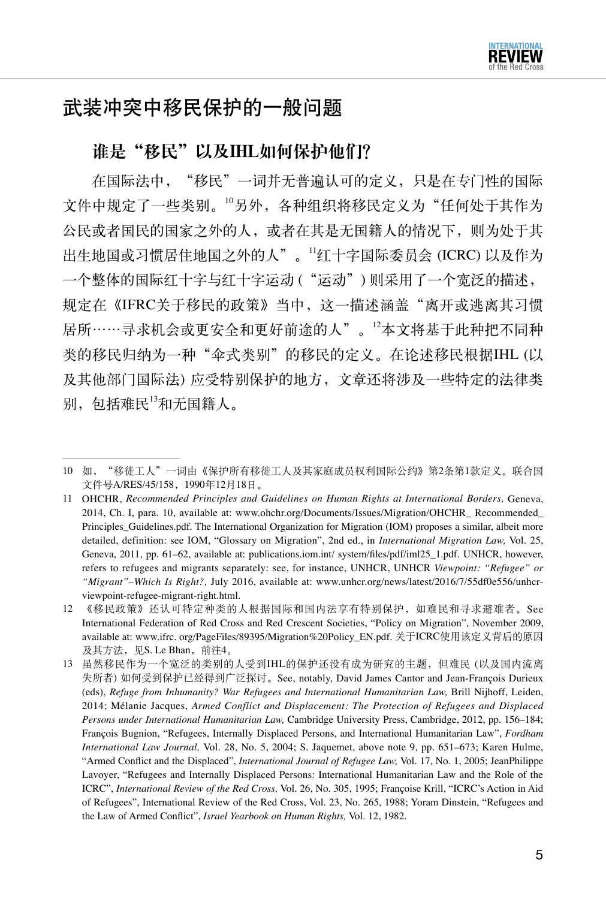## 武装冲突中移民保护的一般问题

### 谁是“移民”以及IHL如何保护他们?

在国际法中，“移民”一词并无普遍认可的定义，只是在专门性的国际文件中规定了一些类别。[10]另外，各种组织将移民定义为“任何处于其作为公民或者国民的国家之外的人，或者在其是无国籍人的情况下，则为处于其出生地国或习惯居住地国之外的人”。[11]红十字国际委员会 (ICRC) 以及作为一个整体的国际红十字与红十字运动 (“运动”) 则采用了一个宽泛的描述，规定在《IFRC关于移民的政策》当中，这一描述涵盖“离开或逃离其习惯居所……寻求机会或更安全和更好前途的人”。[12]本文将基于此种把不同种类的移民归纳为一种“伞式类别”的移民的定义。在论述移民根据IHL (以及其他部门国际法) 应受特别保护的地方，文章还将涉及一些特定的法律类别，包括难民[13]和无国籍人。

---

10 如，“移徙工人”一词由《保护所有移徙工人及其家庭成员权利国际公约》第2条第1款定义。联合国文件号A/RES/45/158，1990年12月18日。

11 OHCHR, *Recommended Principles and Guidelines on Human Rights at International Borders,* Geneva, 2014, Ch. I, para. 10, available at: www.ohchr.org/Documents/Issues/Migration/OHCHR_ Recommended_ Principles_Guidelines.pdf. The International Organization for Migration (IOM) proposes a similar, albeit more detailed, definition: see IOM, "Glossary on Migration", 2nd ed., in *International Migration Law,* Vol. 25, Geneva, 2011, pp. 61–62, available at: publications.iom.int/ system/files/pdf/iml25_1.pdf. UNHCR, however, refers to refugees and migrants separately: see, for instance, UNHCR, UNHCR *Viewpoint: "Refugee" or "Migrant"–Which Is Right?,* July 2016, available at: www.unhcr.org/news/latest/2016/7/55df0e556/unhcr-viewpoint-refugee-migrant-right.html.

12 《移民政策》还认可特定种类的人根据国际和国内法享有特别保护，如难民和寻求避难者。See International Federation of Red Cross and Red Crescent Societies, "Policy on Migration", November 2009, available at: www.ifrc. org/PageFiles/89395/Migration%20Policy_EN.pdf. 关于ICRC使用该定义背后的原因及其方法，见S. Le Bhan，前注4。

13 虽然移民作为一个宽泛的类别的人受到IHL的保护还没有成为研究的主题，但难民 (以及国内流离失所者) 如何受到保护已经得到广泛探讨。See, notably, David James Cantor and Jean-François Durieux (eds), *Refuge from Inhumanity? War Refugees and International Humanitarian Law,* Brill Nijhoff, Leiden, 2014; Mélanie Jacques, *Armed Conflict and Displacement: The Protection of Refugees and Displaced Persons under International Humanitarian Law,* Cambridge University Press, Cambridge, 2012, pp. 156–184; François Bugnion, "Refugees, Internally Displaced Persons, and International Humanitarian Law", *Fordham International Law Journal,* Vol. 28, No. 5, 2004; S. Jaquemet, above note 9, pp. 651–673; Karen Hulme, "Armed Conflict and the Displaced", *International Journal of Refugee Law,* Vol. 17, No. 1, 2005; JeanPhilippe Lavoyer, "Refugees and Internally Displaced Persons: International Humanitarian Law and the Role of the ICRC", *International Review of the Red Cross,* Vol. 26, No. 305, 1995; Françoise Krill, "ICRC's Action in Aid of Refugees", International Review of the Red Cross, Vol. 23, No. 265, 1988; Yoram Dinstein, "Refugees and the Law of Armed Conflict", *Israel Yearbook on Human Rights,* Vol. 12, 1982.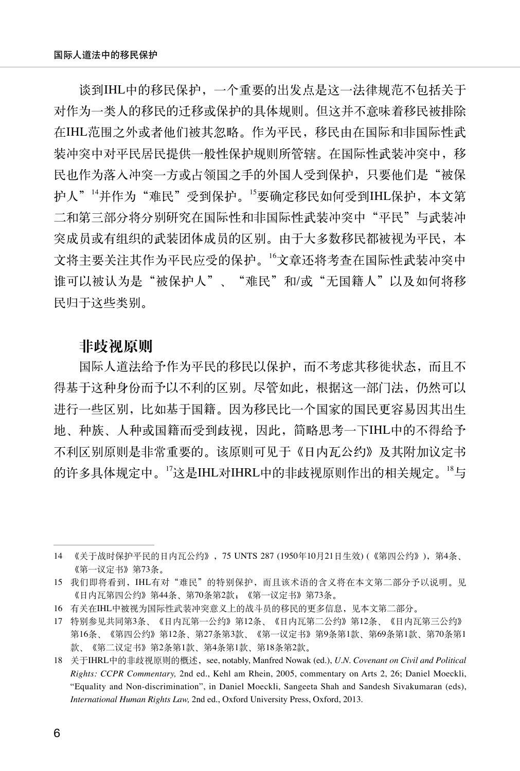谈到IHL中的移民保护，一个重要的出发点是这一法律规范不包括关于对作为一类人的移民的迁移或保护的具体规则。但这并不意味着移民被排除在IHL范围之外或者他们被其忽略。作为平民，移民由在国际和非国际性武装冲突中对平民居民提供一般性保护规则所管辖。在国际性武装冲突中，移民也作为落入冲突一方或占领国之手的外国人受到保护，只要他们是“被保护人”[14]并作为“难民”受到保护。[15]要确定移民如何受到IHL保护，本文第二和第三部分将分别研究在国际性和非国际性武装冲突中“平民”与武装冲突成员或有组织的武装团体成员的区别。由于大多数移民都被视为平民，本文将主要关注其作为平民应受的保护。[16]文章还将考查在国际性武装冲突中谁可以被认为是“被保护人”、“难民”和/或“无国籍人”以及如何将移民归于这些类别。

## 非歧视原则

国际人道法给予作为平民的移民以保护，而不考虑其移徙状态，而且不得基于这种身份而予以不利的区别。尽管如此，根据这一部门法，仍然可以进行一些区别，比如基于国籍。因为移民比一个国家的国民更容易因其出生地、种族、人种或国籍而受到歧视，因此，简略思考一下IHL中的不得给予不利区别原则是非常重要的。该原则可见于《日内瓦公约》及其附加议定书的许多具体规定中。[17]这是IHL对IHRL中的非歧视原则作出的相关规定。[18]与

---

14 《关于战时保护平民的日内瓦公约》，75 UNTS 287 (1950年10月21日生效) (《第四公约》)，第4条、《第一议定书》第73条。

15 我们即将看到，IHL有对“难民”的特别保护，而且该术语的含义将在本文第二部分予以说明。见《日内瓦第四公约》第44条、第70条第2款；《第一议定书》第73条。

16 有关在IHL中被视为国际性武装冲突意义上的战斗员的移民的更多信息，见本文第二部分。

17 特别参见共同第3条、《日内瓦第一公约》第12条、《日内瓦第二公约》第12条、《日内瓦第三公约》第16条、《第四公约》第12条、第27条第3款、《第一议定书》第9条第1款、第69条第1款、第70条第1款、《第二议定书》第2条第1款、第4条第1款、第18条第2款。

18 关于IHRL中的非歧视原则的概述，see, notably, Manfred Nowak (ed.), *U.N. Covenant on Civil and Political Rights: CCPR Commentary,* 2nd ed., Kehl am Rhein, 2005, commentary on Arts 2, 26; Daniel Moeckli, “Equality and Non-discrimination”, in Daniel Moeckli, Sangeeta Shah and Sandesh Sivakumaran (eds), *International Human Rights Law,* 2nd ed., Oxford University Press, Oxford, 2013.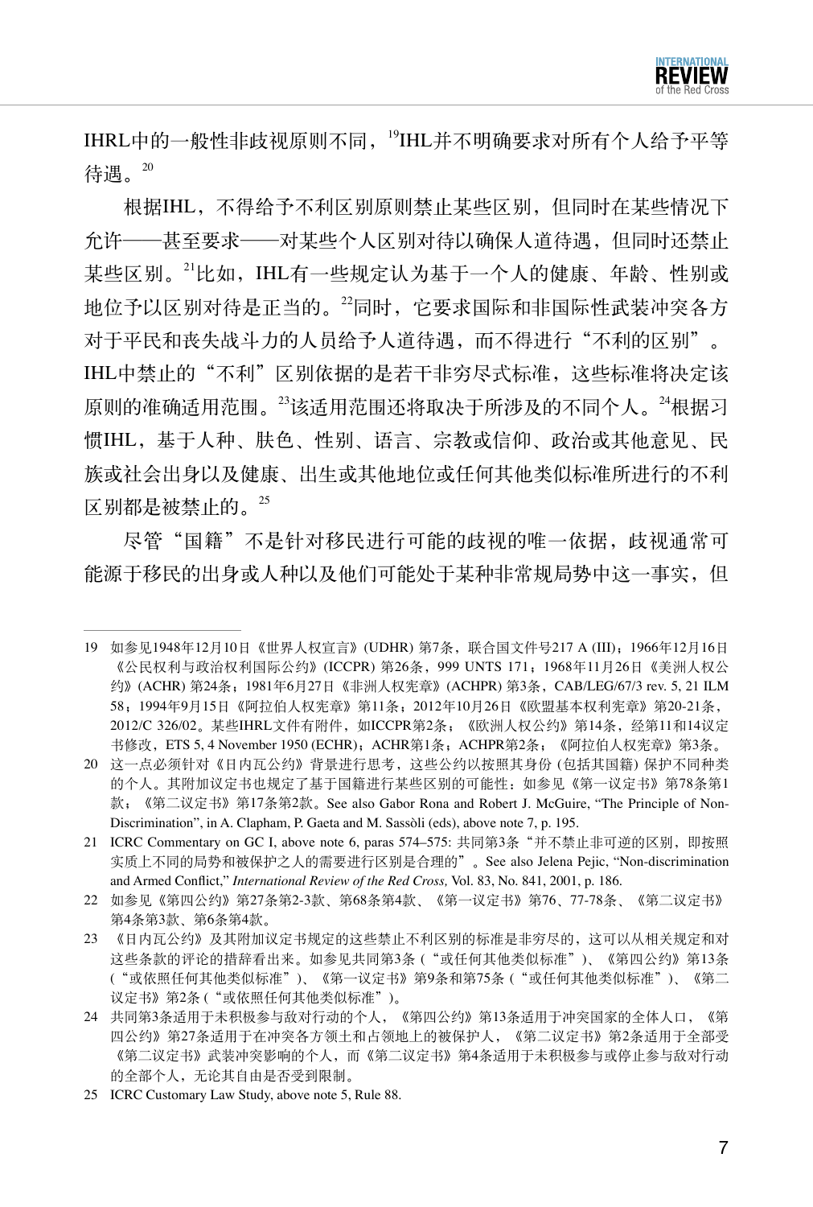IHRL中的一般性非歧视原则不同，[19]IHL并不明确要求对所有个人给予平等待遇。[20]

根据IHL，不得给予不利区别原则禁止某些区别，但同时在某些情况下允许——甚至要求——对某些个人区别对待以确保人道待遇，但同时还禁止某些区别。[21]比如，IHL有一些规定认为基于一个人的健康、年龄、性别或地位予以区别对待是正当的。[22]同时，它要求国际和非国际性武装冲突各方对于平民和丧失战斗力的人员给予人道待遇，而不得进行"不利的区别"。IHL中禁止的"不利"区别依据的是若干非穷尽式标准，这些标准将决定该原则的准确适用范围。[23]该适用范围还将取决于所涉及的不同个人。[24]根据习惯IHL，基于人种、肤色、性别、语言、宗教或信仰、政治或其他意见、民族或社会出身以及健康、出生或其他地位或任何其他类似标准所进行的不利区别都是被禁止的。[25]

尽管"国籍"不是针对移民进行可能的歧视的唯一依据，歧视通常可能源于移民的出身或人种以及他们可能处于某种非常规局势中这一事实，但

---

19 如参见1948年12月10日《世界人权宣言》(UDHR) 第7条，联合国文件号217 A (III)；1966年12月16日《公民权利与政治权利国际公约》(ICCPR) 第26条，999 UNTS 171；1968年11月26日《美洲人权公约》(ACHR) 第24条；1981年6月27日《非洲人权宪章》(ACHPR) 第3条，CAB/LEG/67/3 rev. 5, 21 ILM 58；1994年9月15日《阿拉伯人权宪章》第11条；2012年10月26日《欧盟基本权利宪章》第20-21条，2012/C 326/02。某些IHRL文件有附件，如ICCPR第2条；《欧洲人权公约》第14条，经第11和14议定书修改，ETS 5, 4 November 1950 (ECHR)；ACHR第1条；ACHPR第2条；《阿拉伯人权宪章》第3条。

20 这一点必须针对《日内瓦公约》背景进行思考，这些公约以按照其身份 (包括其国籍) 保护不同种类的个人。其附加议定书也规定了基于国籍进行某些区别的可能性：如参见《第一议定书》第78条第1款；《第二议定书》第17条第2款。See also Gabor Rona and Robert J. McGuire, "The Principle of Non-Discrimination", in A. Clapham, P. Gaeta and M. Sassòli (eds), above note 7, p. 195.

21 ICRC Commentary on GC I, above note 6, paras 574–575: 共同第3条"并不禁止非可逆的区别，即按照实质上不同的局势和被保护之人的需要进行区别是合理的"。See also Jelena Pejic, "Non-discrimination and Armed Conflict," *International Review of the Red Cross,* Vol. 83, No. 841, 2001, p. 186.

22 如参见《第四公约》第27条第2-3款、第68条第4款、《第一议定书》第76、77-78条、《第二议定书》第4条第3款、第6条第4款。

23 《日内瓦公约》及其附加议定书规定的这些禁止不利区别的标准是非穷尽的，这可以从相关规定和对这些条款的评论的措辞看出来。如参见共同第3条 ("或任何其他类似标准")、《第四公约》第13条 ("或依照任何其他类似标准")、《第一议定书》第9条和第75条 ("或任何其他类似标准")、《第二议定书》第2条 ("或依照任何其他类似标准")。

24 共同第3条适用于未积极参与敌对行动的个人，《第四公约》第13条适用于冲突国家的全体人口，《第四公约》第27条适用于在冲突各方领土和占领地上的被保护人，《第二议定书》第2条适用于全部受《第二议定书》武装冲突影响的个人，而《第二议定书》第4条适用于未积极参与或停止参与敌对行动的全部个人，无论其自由是否受到限制。

25 ICRC Customary Law Study, above note 5, Rule 88.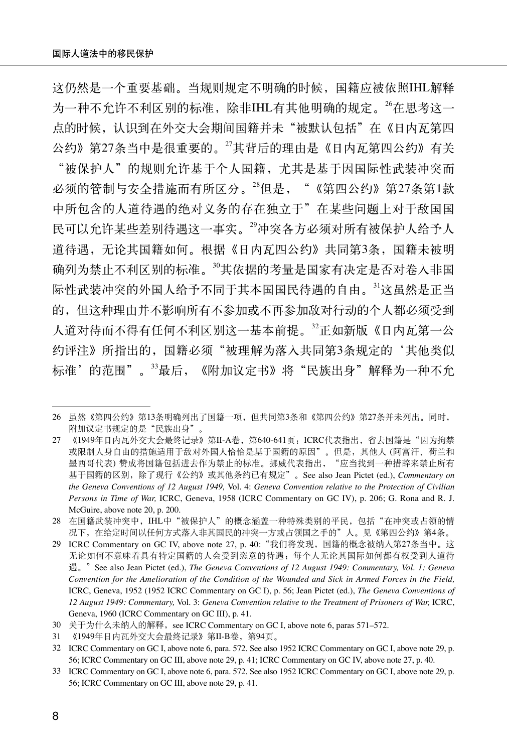这仍然是一个重要基础。当规则规定不明确的时候，国籍应被依照IHL解释为一种不允许不利区别的标准，除非IHL有其他明确的规定。[26]在思考这一点的时候，认识到在外交大会期间国籍并未"被默认包括"在《日内瓦第四公约》第27条当中是很重要的。[27]其背后的理由是《日内瓦第四公约》有关"被保护人"的规则允许基于个人国籍，尤其是基于因国际性武装冲突而必须的管制与安全措施而有所区分。[28]但是，"《第四公约》第27条第1款中所包含的人道待遇的绝对义务的存在独立于"在某些问题上对于敌国国民可以允许某些差别待遇这一事实。[29]冲突各方必须对所有被保护人给予人道待遇，无论其国籍如何。根据《日内瓦四公约》共同第3条，国籍未被明确列为禁止不利区别的标准。[30]其依据的考量是国家有决定是否对卷入非国际性武装冲突的外国人给予不同于其本国国民待遇的自由。[31]这虽然是正当的，但这种理由并不影响所有不参加或不再参加敌对行动的个人都必须受到人道对待而不得有任何不利区别这一基本前提。[32]正如新版《日内瓦第一公约评注》所指出的，国籍必须"被理解为落入共同第3条规定的'其他类似标准'的范围"。[33]最后，《附加议定书》将"民族出身"解释为一种不允

---

26 虽然《第四公约》第13条明确列出了国籍一项，但共同第3条和《第四公约》第27条并未列出。同时，附加议定书规定的是"民族出身"。

27 《1949年日内瓦外交大会最终记录》第II-A卷，第640-641页；ICRC代表指出，省去国籍是"因为拘禁或限制人身自由的措施适用于敌对外国人恰恰是基于国籍的原因"。但是，其他人（阿富汗、荷兰和墨西哥代表）赞成将国籍包括进去作为禁止的标准。挪威代表指出，"应当找到一种措辞来禁止所有基于国籍的区别，除了现行《公约》或其他条约已有规定"。See also Jean Pictet (ed.), *Commentary on the Geneva Conventions of 12 August 1949*, Vol. 4: *Geneva Convention relative to the Protection of Civilian Persons in Time of War,* ICRC, Geneva, 1958 (ICRC Commentary on GC IV), p. 206; G. Rona and R. J. McGuire, above note 20, p. 200.

28 在国籍武装冲突中，IHL中"被保护人"的概念涵盖一种特殊类别的平民，包括"在冲突或占领的情况下，在给定时间以任何方式落入非其国民的冲突一方或占领国之手的"人。见《第四公约》第4条。

29 ICRC Commentary on GC IV, above note 27, p. 40："我们将发现，国籍的概念被纳入第27条当中。这无论如何不意味着具有特定国籍的人会受到恣意的待遇；每个人无论其国际如何都有权受到人道待遇。" See also Jean Pictet (ed.), *The Geneva Conventions of 12 August 1949: Commentary, Vol. 1: Geneva Convention for the Amelioration of the Condition of the Wounded and Sick in Armed Forces in the Field,* ICRC, Geneva, 1952 (1952 ICRC Commentary on GC I), p. 56; Jean Pictet (ed.), *The Geneva Conventions of 12 August 1949: Commentary,* Vol. 3: *Geneva Convention relative to the Treatment of Prisoners of War,* ICRC, Geneva, 1960 (ICRC Commentary on GC III), p. 41.

30 关于为什么未纳入的解释，see ICRC Commentary on GC I, above note 6, paras 571–572.

31 《1949年日内瓦外交大会最终记录》第II-B卷，第94页。

32 ICRC Commentary on GC I, above note 6, para. 572. See also 1952 ICRC Commentary on GC I, above note 29, p. 56; ICRC Commentary on GC III, above note 29, p. 41; ICRC Commentary on GC IV, above note 27, p. 40.

33 ICRC Commentary on GC I, above note 6, para. 572. See also 1952 ICRC Commentary on GC I, above note 29, p. 56; ICRC Commentary on GC III, above note 29, p. 41.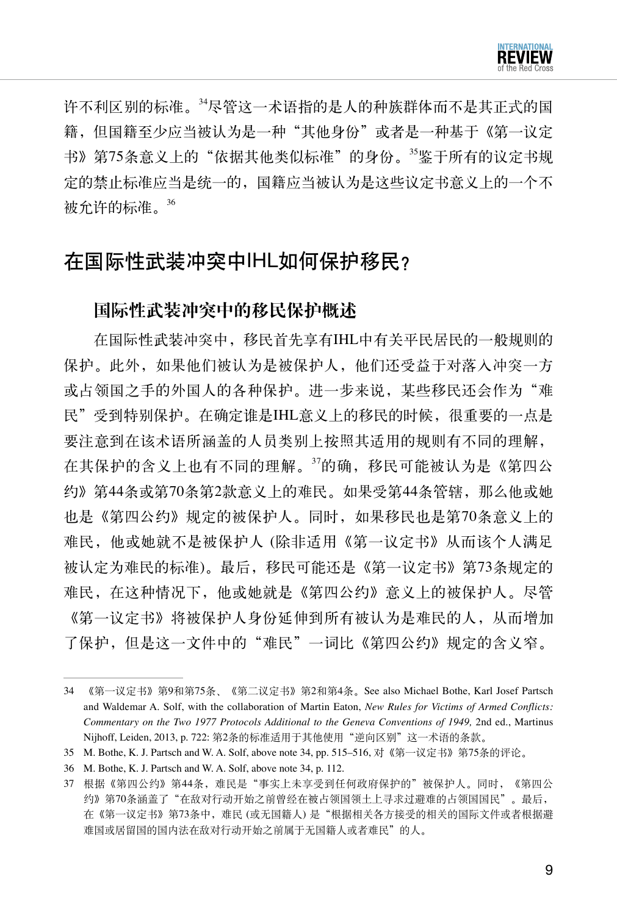许不利区别的标准。[34]尽管这一术语指的是人的种族群体而不是其正式的国籍，但国籍至少应当被认为是一种“其他身份”或者是一种基于《第一议定书》第75条意义上的“依据其他类似标准”的身份。[35]鉴于所有的议定书规定的禁止标准应当是统一的，国籍应当被认为是这些议定书意义上的一个不被允许的标准。[36]

## 在国际性武装冲突中IHL如何保护移民？

### 国际性武装冲突中的移民保护概述

在国际性武装冲突中，移民首先享有IHL中有关平民居民的一般规则的保护。此外，如果他们被认为是被保护人，他们还受益于对落入冲突一方或占领国之手的外国人的各种保护。进一步来说，某些移民还会作为“难民”受到特别保护。在确定谁是IHL意义上的移民的时候，很重要的一点是要注意到在该术语所涵盖的人员类别上按照其适用的规则有不同的理解，在其保护的含义上也有不同的理解。[37]的确，移民可能被认为是《第四公约》第44条或第70条第2款意义上的难民。如果受第44条管辖，那么他或她也是《第四公约》规定的被保护人。同时，如果移民也是第70条意义上的难民，他或她就不是被保护人 (除非适用《第一议定书》从而该个人满足被认定为难民的标准)。最后，移民可能还是《第一议定书》第73条规定的难民，在这种情况下，他或她就是《第四公约》意义上的被保护人。尽管《第一议定书》将被保护人身份延伸到所有被认为是难民的人，从而增加了保护，但是这一文件中的“难民”一词比《第四公约》规定的含义窄。

---

34 《第一议定书》第9和第75条、《第二议定书》第2和第4条。See also Michael Bothe, Karl Josef Partsch and Waldemar A. Solf, with the collaboration of Martin Eaton, *New Rules for Victims of Armed Conflicts: Commentary on the Two 1977 Protocols Additional to the Geneva Conventions of 1949,* 2nd ed., Martinus Nijhoff, Leiden, 2013, p. 722: 第2条的标准适用于其他使用“逆向区别”这一术语的条款。

35 M. Bothe, K. J. Partsch and W. A. Solf, above note 34, pp. 515–516, 对《第一议定书》第75条的评论。

36 M. Bothe, K. J. Partsch and W. A. Solf, above note 34, p. 112.

37 根据《第四公约》第44条，难民是“事实上未享受到任何政府保护的”被保护人。同时，《第四公约》第70条涵盖了“在敌对行动开始之前曾经在被占领国领土上寻求过避难的占领国国民”。最后，在《第一议定书》第73条中，难民 (或无国籍人) 是“根据相关各方接受的相关的国际文件或者根据避难国或居留国的国内法在敌对行动开始之前属于无国籍人或者难民”的人。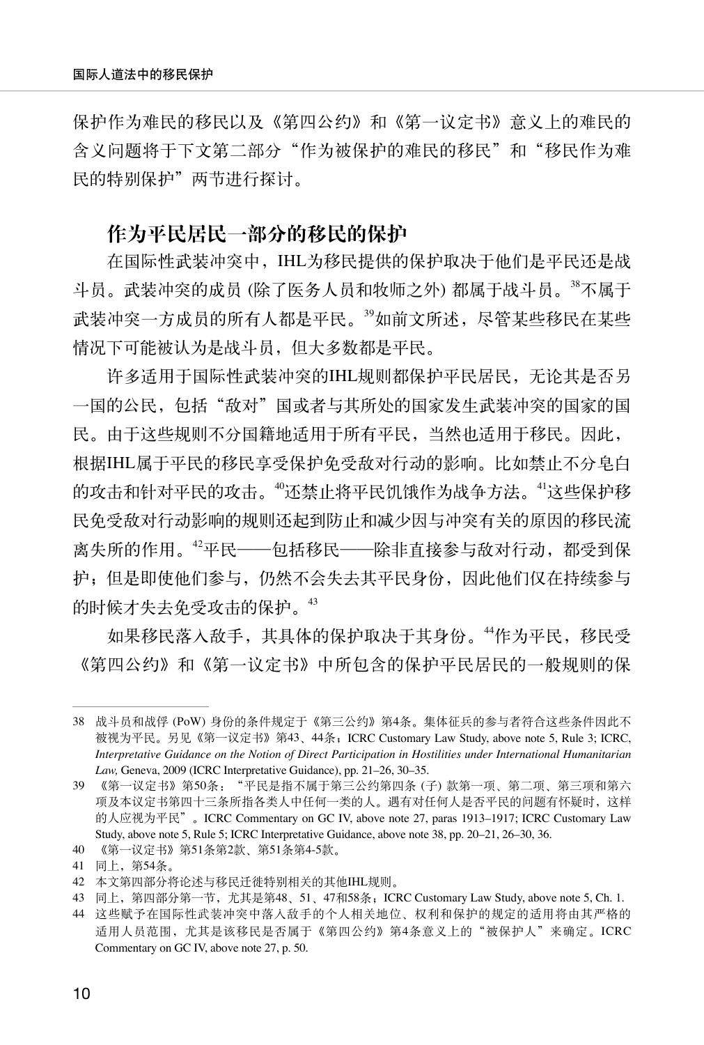保护作为难民的移民以及《第四公约》和《第一议定书》意义上的难民的含义问题将于下文第二部分“作为被保护的难民的移民”和“移民作为难民的特别保护”两节进行探讨。

## 作为平民居民一部分的移民的保护

在国际性武装冲突中，IHL为移民提供的保护取决于他们是平民还是战斗员。武装冲突的成员 (除了医务人员和牧师之外) 都属于战斗员。[38]不属于武装冲突一方成员的所有人都是平民。[39]如前文所述，尽管某些移民在某些情况下可能被认为是战斗员，但大多数都是平民。

许多适用于国际性武装冲突的IHL规则都保护平民居民，无论其是否另一国的公民，包括“敌对”国或者与其所处的国家发生武装冲突的国家的国民。由于这些规则不分国籍地适用于所有平民，当然也适用于移民。因此，根据IHL属于平民的移民享受保护免受敌对行动的影响。比如禁止不分皂白的攻击和针对平民的攻击。[40]还禁止将平民饥饿作为战争方法。[41]这些保护移民免受敌对行动影响的规则还起到防止和减少因与冲突有关的原因的移民流离失所的作用。[42]平民——包括移民——除非直接参与敌对行动，都受到保护；但是即使他们参与，仍然不会失去其平民身份，因此他们仅在持续参与的时候才失去免受攻击的保护。[43]

如果移民落入敌手，其具体的保护取决于其身份。[44]作为平民，移民受《第四公约》和《第一议定书》中所包含的保护平民居民的一般规则的保

---

38 战斗员和战俘 (PoW) 身份的条件规定于《第三公约》第4条。集体征兵的参与者符合这些条件因此不被视为平民。另见《第一议定书》第43、44条；ICRC Customary Law Study, above note 5, Rule 3; ICRC, *Interpretative Guidance on the Notion of Direct Participation in Hostilities under International Humanitarian Law,* Geneva, 2009 (ICRC Interpretative Guidance), pp. 21–26, 30–35.

39 《第一议定书》第50条：“平民是指不属于第三公约第四条 (子) 款第一项、第二项、第三项和第六项及本议定书第四十三条所指各类人中任何一类的人。遇有对任何人是否平民的问题有怀疑时，这样的人应视为平民”。ICRC Commentary on GC IV, above note 27, paras 1913–1917; ICRC Customary Law Study, above note 5, Rule 5; ICRC Interpretative Guidance, above note 38, pp. 20–21, 26–30, 36.

40 《第一议定书》第51条第2款、第51条第4-5款。

41 同上，第54条。

42 本文第四部分将论述与移民迁徙特别相关的其他IHL规则。

43 同上，第四部分第一节，尤其是第48、51、47和58条；ICRC Customary Law Study, above note 5, Ch. 1.

44 这些赋予在国际性武装冲突中落入敌手的个人相关地位、权利和保护的规定的适用将由其严格的适用人员范围，尤其是该移民是否属于《第四公约》第4条意义上的“被保护人”来确定。ICRC Commentary on GC IV, above note 27, p. 50.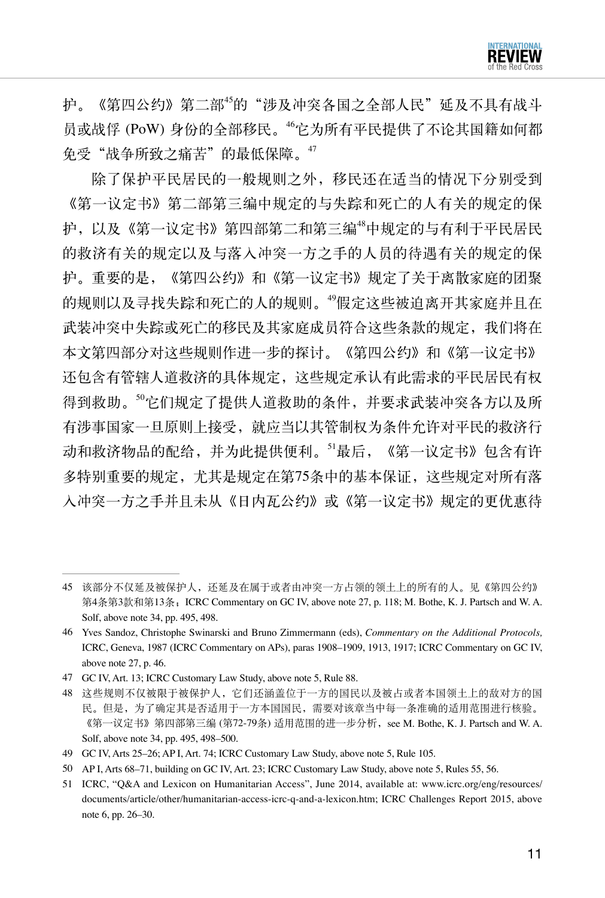护。《第四公约》第二部[45]的"涉及冲突各国之全部人民"延及不具有战斗员或战俘 (PoW) 身份的全部移民。[46]它为所有平民提供了不论其国籍如何都免受"战争所致之痛苦"的最低保障。[47]

除了保护平民居民的一般规则之外，移民还在适当的情况下分别受到《第一议定书》第二部第三编中规定的与失踪和死亡的人有关的规定的保护，以及《第一议定书》第四部第二和第三编[48]中规定的与有利于平民居民的救济有关的规定以及与落入冲突一方之手的人员的待遇有关的规定的保护。重要的是，《第四公约》和《第一议定书》规定了关于离散家庭的团聚的规则以及寻找失踪和死亡的人的规则。[49]假定这些被迫离开其家庭并且在武装冲突中失踪或死亡的移民及其家庭成员符合这些条款的规定，我们将在本文第四部分对这些规则作进一步的探讨。《第四公约》和《第一议定书》还包含有管辖人道救济的具体规定，这些规定承认有此需求的平民居民有权得到救助。[50]它们规定了提供人道救助的条件，并要求武装冲突各方以及所有涉事国家一旦原则上接受，就应当以其管制权为条件允许对平民的救济行动和救济物品的配给，并为此提供便利。[51]最后，《第一议定书》包含有许多特别重要的规定，尤其是规定在第75条中的基本保证，这些规定对所有落入冲突一方之手并且未从《日内瓦公约》或《第一议定书》规定的更优惠待

---

45 该部分不仅延及被保护人，还延及在属于或者由冲突一方占领的领土上的所有的人。见《第四公约》第4条第3款和第13条；ICRC Commentary on GC IV, above note 27, p. 118; M. Bothe, K. J. Partsch and W. A. Solf, above note 34, pp. 495, 498.

46 Yves Sandoz, Christophe Swinarski and Bruno Zimmermann (eds), *Commentary on the Additional Protocols,* ICRC, Geneva, 1987 (ICRC Commentary on APs), paras 1908–1909, 1913, 1917; ICRC Commentary on GC IV, above note 27, p. 46.

47 GC IV, Art. 13; ICRC Customary Law Study, above note 5, Rule 88.

48 这些规则不仅被限于被保护人，它们还涵盖位于一方的国民以及被占或者本国领土上的敌对方的国民。但是，为了确定其是否适用于一方本国国民，需要对该章当中每一条准确的适用范围进行核验。《第一议定书》第四部第三编 (第72-79条) 适用范围的进一步分析，see M. Bothe, K. J. Partsch and W. A. Solf, above note 34, pp. 495, 498–500.

49 GC IV, Arts 25–26; AP I, Art. 74; ICRC Customary Law Study, above note 5, Rule 105.

50 AP I, Arts 68–71, building on GC IV, Art. 23; ICRC Customary Law Study, above note 5, Rules 55, 56.

51 ICRC, "Q&A and Lexicon on Humanitarian Access", June 2014, available at: www.icrc.org/eng/resources/documents/article/other/humanitarian-access-icrc-q-and-a-lexicon.htm; ICRC Challenges Report 2015, above note 6, pp. 26–30.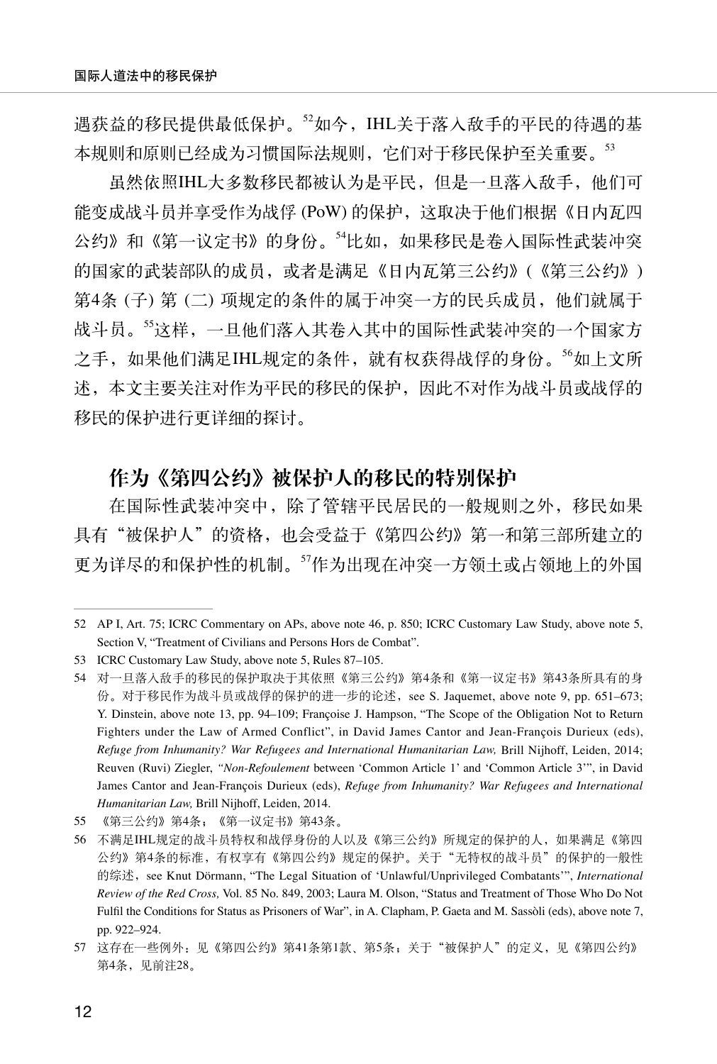遇获益的移民提供最低保护。[52]如今，IHL关于落入敌手的平民的待遇的基本规则和原则已经成为习惯国际法规则，它们对于移民保护至关重要。[53]

虽然依照IHL大多数移民都被认为是平民，但是一旦落入敌手，他们可能变成战斗员并享受作为战俘 (PoW) 的保护，这取决于他们根据《日内瓦四公约》和《第一议定书》的身份。[54]比如，如果移民是卷入国际性武装冲突的国家的武装部队的成员，或者是满足《日内瓦第三公约》(《第三公约》) 第4条 (子) 第 (二) 项规定的条件的属于冲突一方的民兵成员，他们就属于战斗员。[55]这样，一旦他们落入其卷入其中的国际性武装冲突的一个国家方之手，如果他们满足IHL规定的条件，就有权获得战俘的身份。[56]如上文所述，本文主要关注对作为平民的移民的保护，因此不对作为战斗员或战俘的移民的保护进行更详细的探讨。

## 作为《第四公约》被保护人的移民的特别保护

在国际性武装冲突中，除了管辖平民居民的一般规则之外，移民如果具有“被保护人”的资格，也会受益于《第四公约》第一和第三部所建立的更为详尽的和保护性的机制。[57]作为出现在冲突一方领土或占领地上的外国

---

52 AP I, Art. 75; ICRC Commentary on APs, above note 46, p. 850; ICRC Customary Law Study, above note 5, Section V, “Treatment of Civilians and Persons Hors de Combat”.

53 ICRC Customary Law Study, above note 5, Rules 87–105.

54 对一旦落入敌手的移民的保护取决于其依照《第三公约》第4条和《第一议定书》第43条所具有的身份。对于移民作为战斗员或战俘的保护的进一步的论述，see S. Jaquemet, above note 9, pp. 651–673; Y. Dinstein, above note 13, pp. 94–109; Françoise J. Hampson, “The Scope of the Obligation Not to Return Fighters under the Law of Armed Conflict”, in David James Cantor and Jean-François Durieux (eds), *Refuge from Inhumanity? War Refugees and International Humanitarian Law,* Brill Nijhoff, Leiden, 2014; Reuven (Ruvi) Ziegler, *“Non-Refoulement* between ‘Common Article 1’ and ‘Common Article 3’”, in David James Cantor and Jean-François Durieux (eds), *Refuge from Inhumanity? War Refugees and International Humanitarian Law,* Brill Nijhoff, Leiden, 2014.

55 《第三公约》第4条；《第一议定书》第43条。

56 不满足IHL规定的战斗员特权和战俘身份的人以及《第三公约》所规定的保护的人，如果满足《第四公约》第4条的标准，有权享有《第四公约》规定的保护。关于“无特权的战斗员”的保护的一般性的综述，see Knut Dörmann, “The Legal Situation of ‘Unlawful/Unprivileged Combatants’”, *International Review of the Red Cross,* Vol. 85 No. 849, 2003; Laura M. Olson, “Status and Treatment of Those Who Do Not Fulfil the Conditions for Status as Prisoners of War”, in A. Clapham, P. Gaeta and M. Sassòli (eds), above note 7, pp. 922–924.

57 这存在一些例外：见《第四公约》第41条第1款、第5条；关于“被保护人”的定义，见《第四公约》第4条，见前注28。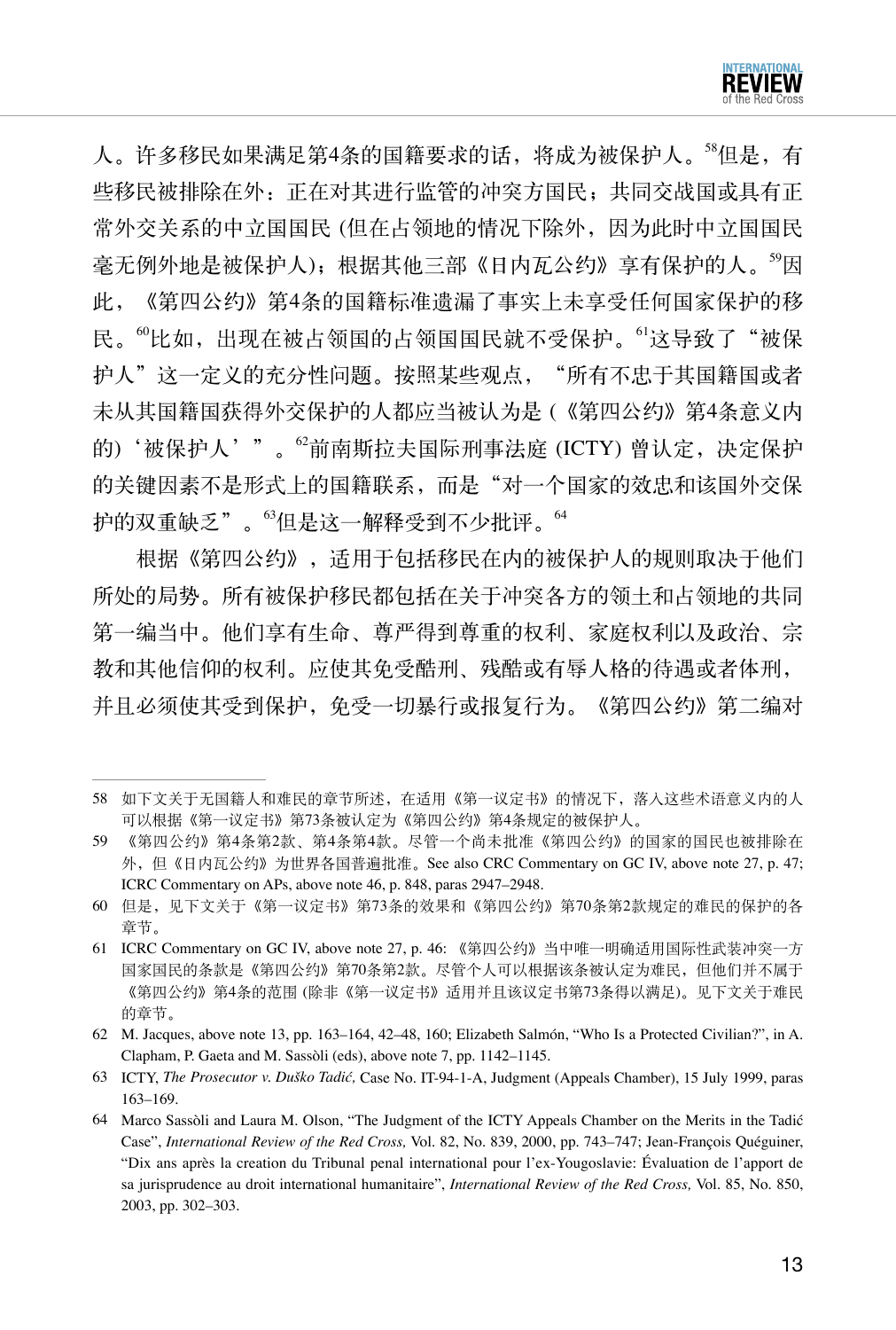人。许多移民如果满足第4条的国籍要求的话，将成为被保护人。[58]但是，有些移民被排除在外：正在对其进行监管的冲突方国民；共同交战国或具有正常外交关系的中立国国民 (但在占领地的情况下除外，因为此时中立国国民毫无例外地是被保护人)；根据其他三部《日内瓦公约》享有保护的人。[59]因此，《第四公约》第4条的国籍标准遗漏了事实上未享受任何国家保护的移民。[60]比如，出现在被占领国的占领国国民就不受保护。[61]这导致了"被保护人"这一定义的充分性问题。按照某些观点，"所有不忠于其国籍国或者未从其国籍国获得外交保护的人都应当被认为是 (《第四公约》第4条意义内的)'被保护人'"。[62]前南斯拉夫国际刑事法庭 (ICTY) 曾认定，决定保护的关键因素不是形式上的国籍联系，而是"对一个国家的效忠和该国外交保护的双重缺乏"。[63]但是这一解释受到不少批评。[64]

根据《第四公约》，适用于包括移民在内的被保护人的规则取决于他们所处的局势。所有被保护移民都包括在关于冲突各方的领土和占领地的共同第一编当中。他们享有生命、尊严得到尊重的权利、家庭权利以及政治、宗教和其他信仰的权利。应使其免受酷刑、残酷或有辱人格的待遇或者体刑，并且必须使其受到保护，免受一切暴行或报复行为。《第四公约》第二编对

---

58 如下文关于无国籍人和难民的章节所述，在适用《第一议定书》的情况下，落入这些术语意义内的人可以根据《第一议定书》第73条被认定为《第四公约》第4条规定的被保护人。

59 《第四公约》第4条第2款、第4条第4款。尽管一个尚未批准《第四公约》的国家的国民也被排除在外，但《日内瓦公约》为世界各国普遍批准。See also CRC Commentary on GC IV, above note 27, p. 47; ICRC Commentary on APs, above note 46, p. 848, paras 2947–2948.

60 但是，见下文关于《第一议定书》第73条的效果和《第四公约》第70条第2款规定的难民的保护的各章节。

61 ICRC Commentary on GC IV, above note 27, p. 46:《第四公约》当中唯一明确适用国际性武装冲突一方国家国民的条款是《第四公约》第70条第2款。尽管个人可以根据该条被认定为难民，但他们并不属于《第四公约》第4条的范围 (除非《第一议定书》适用并且该议定书第73条得以满足)。见下文关于难民的章节。

62 M. Jacques, above note 13, pp. 163–164, 42–48, 160; Elizabeth Salmón, "Who Is a Protected Civilian?", in A. Clapham, P. Gaeta and M. Sassòli (eds), above note 7, pp. 1142–1145.

63 ICTY, *The Prosecutor v. Duško Tadić,* Case No. IT-94-1-A, Judgment (Appeals Chamber), 15 July 1999, paras 163–169.

64 Marco Sassòli and Laura M. Olson, "The Judgment of the ICTY Appeals Chamber on the Merits in the Tadić Case", *International Review of the Red Cross,* Vol. 82, No. 839, 2000, pp. 743–747; Jean-François Quéguiner, "Dix ans après la creation du Tribunal penal international pour l'ex-Yougoslavie: Évaluation de l'apport de sa jurisprudence au droit international humanitaire", *International Review of the Red Cross,* Vol. 85, No. 850, 2003, pp. 302–303.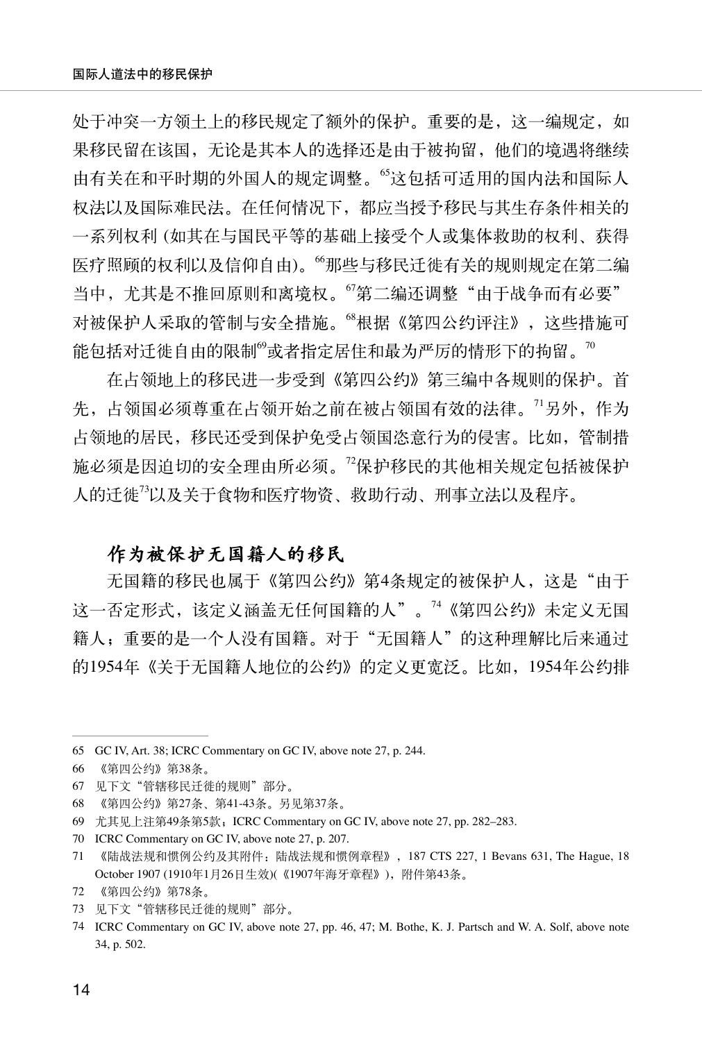处于冲突一方领土上的移民规定了额外的保护。重要的是，这一编规定，如果移民留在该国，无论是其本人的选择还是由于被拘留，他们的境遇将继续由有关在和平时期的外国人的规定调整。[65]这包括可适用的国内法和国际人权法以及国际难民法。在任何情况下，都应当授予移民与其生存条件相关的一系列权利 (如其在与国民平等的基础上接受个人或集体救助的权利、获得医疗照顾的权利以及信仰自由)。[66]那些与移民迁徙有关的规则规定在第二编当中，尤其是不推回原则和离境权。[67]第二编还调整"由于战争而有必要"对被保护人采取的管制与安全措施。[68]根据《第四公约评注》，这些措施可能包括对迁徙自由的限制[69]或者指定居住和最为严厉的情形下的拘留。[70]

在占领地上的移民进一步受到《第四公约》第三编中各规则的保护。首先，占领国必须尊重在占领开始之前在被占领国有效的法律。[71]另外，作为占领地的居民，移民还受到保护免受占领国恣意行为的侵害。比如，管制措施必须是因迫切的安全理由所必须。[72]保护移民的其他相关规定包括被保护人的迁徙[73]以及关于食物和医疗物资、救助行动、刑事立法以及程序。

### 作为被保护无国籍人的移民

无国籍的移民也属于《第四公约》第4条规定的被保护人，这是"由于这一否定形式，该定义涵盖无任何国籍的人"。[74]《第四公约》未定义无国籍人；重要的是一个人没有国籍。对于"无国籍人"的这种理解比后来通过的1954年《关于无国籍人地位的公约》的定义更宽泛。比如，1954年公约排

---

65 GC IV, Art. 38; ICRC Commentary on GC IV, above note 27, p. 244.

66 《第四公约》第38条。

67 见下文"管辖移民迁徙的规则"部分。

68 《第四公约》第27条、第41-43条。另见第37条。

69 尤其见上注第49条第5款；ICRC Commentary on GC IV, above note 27, pp. 282–283.

70 ICRC Commentary on GC IV, above note 27, p. 207.

71 《陆战法规和惯例公约及其附件：陆战法规和惯例章程》，187 CTS 227, 1 Bevans 631, The Hague, 18 October 1907 (1910年1月26日生效)(《1907年海牙章程》)，附件第43条。

72 《第四公约》第78条。

73 见下文"管辖移民迁徙的规则"部分。

74 ICRC Commentary on GC IV, above note 27, pp. 46, 47; M. Bothe, K. J. Partsch and W. A. Solf, above note 34, p. 502.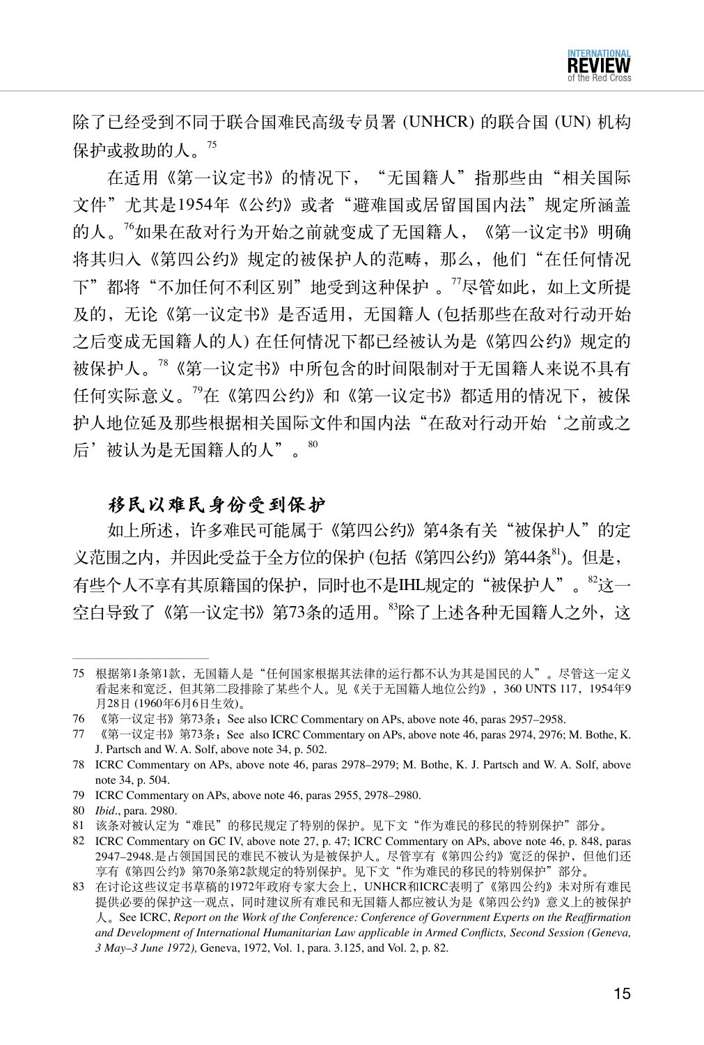除了已经受到不同于联合国难民高级专员署 (UNHCR) 的联合国 (UN) 机构保护或救助的人。[75]

在适用《第一议定书》的情况下，"无国籍人"指那些由"相关国际文件"尤其是1954年《公约》或者"避难国或居留国国内法"规定所涵盖的人。[76]如果在敌对行为开始之前就变成了无国籍人，《第一议定书》明确将其归入《第四公约》规定的被保护人的范畴，那么，他们"在任何情况下"都将"不加任何不利区别"地受到这种保护 。[77]尽管如此，如上文所提及的，无论《第一议定书》是否适用，无国籍人 (包括那些在敌对行动开始之后变成无国籍人的人) 在任何情况下都已经被认为是《第四公约》规定的被保护人。[78]《第一议定书》中所包含的时间限制对于无国籍人来说不具有任何实际意义。[79]在《第四公约》和《第一议定书》都适用的情况下，被保护人地位延及那些根据相关国际文件和国内法"在敌对行动开始'之前或之后'被认为是无国籍人的人"。[80]

## 移民以难民身份受到保护

如上所述，许多难民可能属于《第四公约》第4条有关"被保护人"的定义范围之内，并因此受益于全方位的保护 (包括《第四公约》第44条[81])。但是，有些个人不享有其原籍国的保护，同时也不是IHL规定的"被保护人"。[82]这一空白导致了《第一议定书》第73条的适用。[83]除了上述各种无国籍人之外，这

---

75 根据第1条第1款，无国籍人是"任何国家根据其法律的运行都不认为其是国民的人"。尽管这一定义看起来和宽泛，但其第二段排除了某些个人。见《关于无国籍人地位公约》，360 UNTS 117，1954年9月28日 (1960年6月6日生效)。

76 《第一议定书》第73条；See also ICRC Commentary on APs, above note 46, paras 2957–2958.

77 《第一议定书》第73条；See also ICRC Commentary on APs, above note 46, paras 2974, 2976; M. Bothe, K. J. Partsch and W. A. Solf, above note 34, p. 502.

78 ICRC Commentary on APs, above note 46, paras 2978–2979; M. Bothe, K. J. Partsch and W. A. Solf, above note 34, p. 504.

79 ICRC Commentary on APs, above note 46, paras 2955, 2978–2980.

80 *Ibid*., para. 2980.

81 该条对被认定为"难民"的移民规定了特别的保护。见下文"作为难民的移民的特别保护"部分。

82 ICRC Commentary on GC IV, above note 27, p. 47; ICRC Commentary on APs, above note 46, p. 848, paras 2947–2948.是占领国国民的难民不被认为是被保护人。尽管享有《第四公约》宽泛的保护，但他们还享有《第四公约》第70条第2款规定的特别保护。见下文"作为难民的移民的特别保护"部分。

83 在讨论这些议定书草稿的1972年政府专家大会上，UNHCR和ICRC表明了《第四公约》未对所有难民提供必要的保护这一观点，同时建议所有难民和无国籍人都应被认为是《第四公约》意义上的被保护人。See ICRC, *Report on the Work of the Conference: Conference of Government Experts on the Reaffirmation and Development of International Humanitarian Law applicable in Armed Conflicts, Second Session (Geneva, 3 May–3 June 1972),* Geneva, 1972, Vol. 1, para. 3.125, and Vol. 2, p. 82.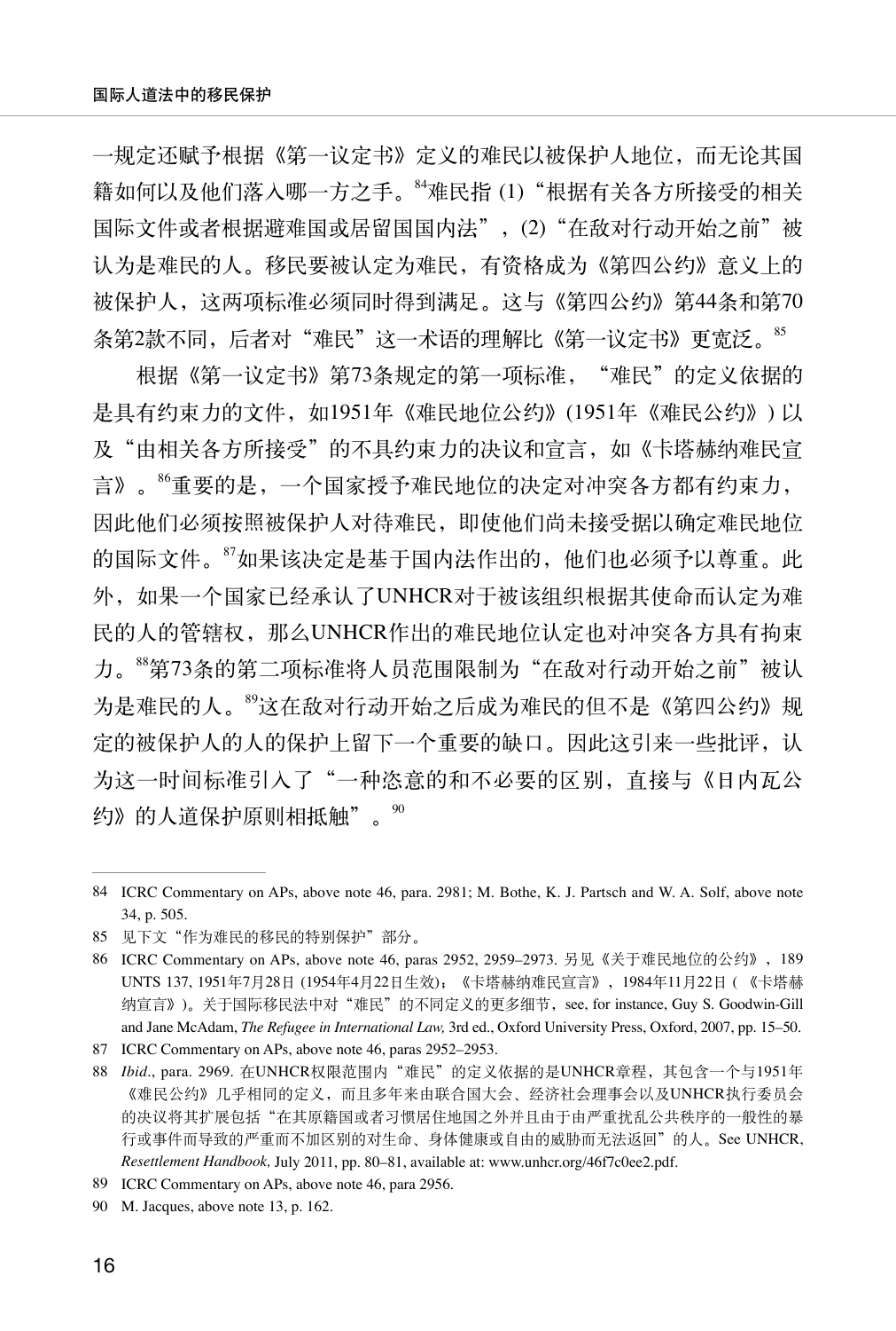一规定还赋予根据《第一议定书》定义的难民以被保护人地位，而无论其国籍如何以及他们落入哪一方之手。[84]难民指 (1)“根据有关各方所接受的相关国际文件或者根据避难国或居留国国内法”，(2)“在敌对行动开始之前”被认为是难民的人。移民要被认定为难民，有资格成为《第四公约》意义上的被保护人，这两项标准必须同时得到满足。这与《第四公约》第44条和第70条第2款不同，后者对“难民”这一术语的理解比《第一议定书》更宽泛。[85]

根据《第一议定书》第73条规定的第一项标准，“难民”的定义依据的是具有约束力的文件，如1951年《难民地位公约》(1951年《难民公约》) 以及“由相关各方所接受”的不具约束力的决议和宣言，如《卡塔赫纳难民宣言》。[86]重要的是，一个国家授予难民地位的决定对冲突各方都有约束力，因此他们必须按照被保护人对待难民，即使他们尚未接受据以确定难民地位的国际文件。[87]如果该决定是基于国内法作出的，他们也必须予以尊重。此外，如果一个国家已经承认了UNHCR对于被该组织根据其使命而认定为难民的人的管辖权，那么UNHCR作出的难民地位认定也对冲突各方具有拘束力。[88]第73条的第二项标准将人员范围限制为“在敌对行动开始之前”被认为是难民的人。[89]这在敌对行动开始之后成为难民的但不是《第四公约》规定的被保护人的人的保护上留下一个重要的缺口。因此这引来一些批评，认为这一时间标准引入了“一种恣意的和不必要的区别，直接与《日内瓦公约》的人道保护原则相抵触”。[90]

---

84 ICRC Commentary on APs, above note 46, para. 2981; M. Bothe, K. J. Partsch and W. A. Solf, above note 34, p. 505.

85 见下文“作为难民的移民的特别保护”部分。

86 ICRC Commentary on APs, above note 46, paras 2952, 2959–2973. 另见《关于难民地位的公约》，189 UNTS 137, 1951年7月28日 (1954年4月22日生效)；《卡塔赫纳难民宣言》，1984年11月22日 (《卡塔赫纳宣言》)。关于国际移民法中对“难民”的不同定义的更多细节，see, for instance, Guy S. Goodwin-Gill and Jane McAdam, *The Refugee in International Law,* 3rd ed., Oxford University Press, Oxford, 2007, pp. 15–50.

87 ICRC Commentary on APs, above note 46, paras 2952–2953.

88 *Ibid*., para. 2969. 在UNHCR权限范围内“难民”的定义依据的是UNHCR章程，其包含一个与1951年《难民公约》几乎相同的定义，而且多年来由联合国大会、经济社会理事会以及UNHCR执行委员会的决议将其扩展包括“在其原籍国或者习惯居住地国之外并且由于由严重扰乱公共秩序的一般性的暴行或事件而导致的严重而不加区别的对生命、身体健康或自由的威胁而无法返回”的人。See UNHCR, *Resettlement Handbook,* July 2011, pp. 80–81, available at: www.unhcr.org/46f7c0ee2.pdf.

89 ICRC Commentary on APs, above note 46, para 2956.

90 M. Jacques, above note 13, p. 162.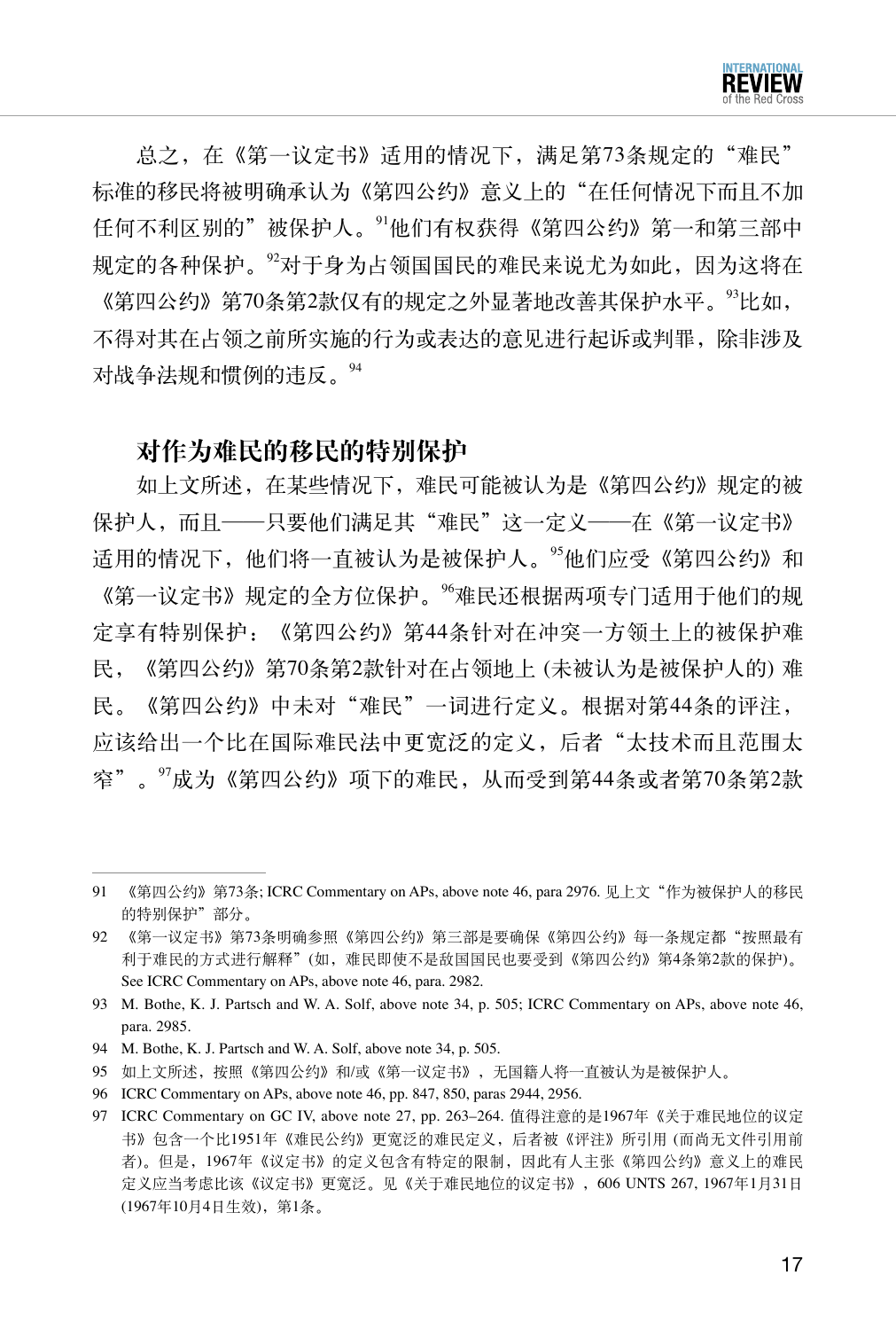总之，在《第一议定书》适用的情况下，满足第73条规定的“难民”标准的移民将被明确承认为《第四公约》意义上的“在任何情况下而且不加任何不利区别的”被保护人。[91]他们有权获得《第四公约》第一和第三部中规定的各种保护。[92]对于身为占领国国民的难民来说尤为如此，因为这将在《第四公约》第70条第2款仅有的规定之外显著地改善其保护水平。[93]比如，不得对其在占领之前所实施的行为或表达的意见进行起诉或判罪，除非涉及对战争法规和惯例的违反。[94]

## 对作为难民的移民的特别保护

如上文所述，在某些情况下，难民可能被认为是《第四公约》规定的被保护人，而且——只要他们满足其“难民”这一定义——在《第一议定书》适用的情况下，他们将一直被认为是被保护人。[95]他们应受《第四公约》和《第一议定书》规定的全方位保护。[96]难民还根据两项专门适用于他们的规定享有特别保护：《第四公约》第44条针对在冲突一方领土上的被保护难民，《第四公约》第70条第2款针对在占领地上 (未被认为是被保护人的) 难民。《第四公约》中未对“难民”一词进行定义。根据对第44条的评注，应该给出一个比在国际难民法中更宽泛的定义，后者“太技术而且范围太窄”。[97]成为《第四公约》项下的难民，从而受到第44条或者第70条第2款

---

91 《第四公约》第73条; ICRC Commentary on APs, above note 46, para 2976. 见上文“作为被保护人的移民的特别保护”部分。

92 《第一议定书》第73条明确参照《第四公约》第三部是要确保《第四公约》每一条规定都“按照最有利于难民的方式进行解释”(如，难民即使不是敌国国民也要受到《第四公约》第4条第2款的保护)。See ICRC Commentary on APs, above note 46, para. 2982.

93 M. Bothe, K. J. Partsch and W. A. Solf, above note 34, p. 505; ICRC Commentary on APs, above note 46, para. 2985.

94 M. Bothe, K. J. Partsch and W. A. Solf, above note 34, p. 505.

95 如上文所述，按照《第四公约》和/或《第一议定书》，无国籍人将一直被认为是被保护人。

96 ICRC Commentary on APs, above note 46, pp. 847, 850, paras 2944, 2956.

97 ICRC Commentary on GC IV, above note 27, pp. 263–264. 值得注意的是1967年《关于难民地位的议定书》包含一个比1951年《难民公约》更宽泛的难民定义，后者被《评注》所引用 (而尚无文件引用前者)。但是，1967年《议定书》的定义包含有特定的限制，因此有人主张《第四公约》意义上的难民定义应当考虑比该《议定书》更宽泛。见《关于难民地位的议定书》，606 UNTS 267, 1967年1月31日 (1967年10月4日生效)，第1条。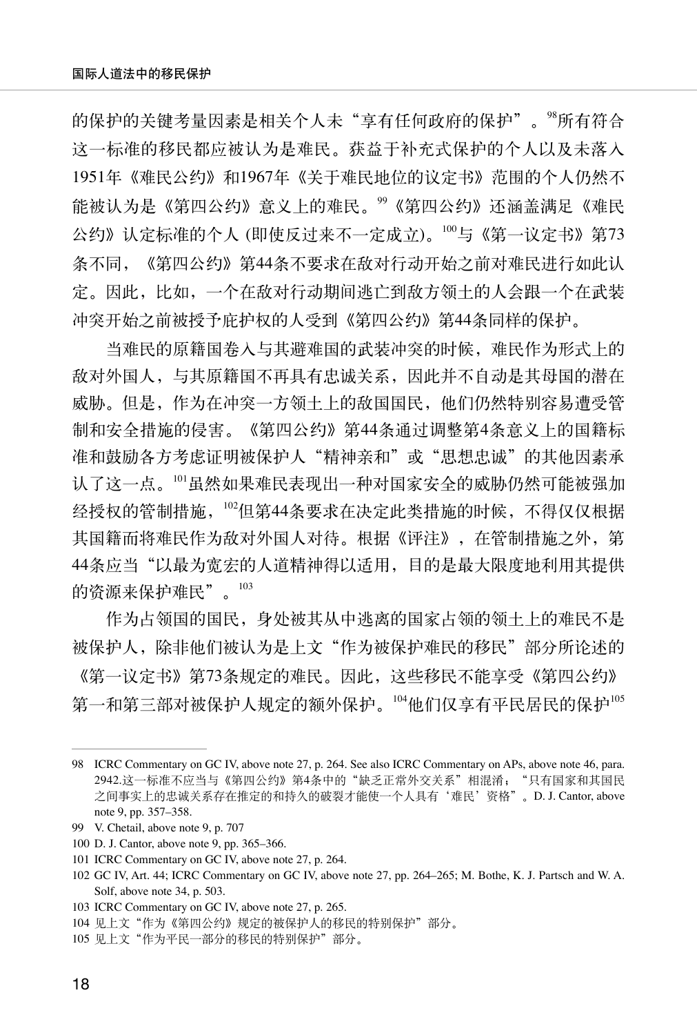的保护的关键考量因素是相关个人未"享有任何政府的保护"。[98]所有符合这一标准的移民都应被认为是难民。获益于补充式保护的个人以及未落入1951年《难民公约》和1967年《关于难民地位的议定书》范围的个人仍然不能被认为是《第四公约》意义上的难民。[99]《第四公约》还涵盖满足《难民公约》认定标准的个人 (即使反过来不一定成立)。[100]与《第一议定书》第73条不同，《第四公约》第44条不要求在敌对行动开始之前对难民进行如此认定。因此，比如，一个在敌对行动期间逃亡到敌方领土的人会跟一个在武装冲突开始之前被授予庇护权的人受到《第四公约》第44条同样的保护。

当难民的原籍国卷入与其避难国的武装冲突的时候，难民作为形式上的敌对外国人，与其原籍国不再具有忠诚关系，因此并不自动是其母国的潜在威胁。但是，作为在冲突一方领土上的敌国国民，他们仍然特别容易遭受管制和安全措施的侵害。《第四公约》第44条通过调整第4条意义上的国籍标准和鼓励各方考虑证明被保护人"精神亲和"或"思想忠诚"的其他因素承认了这一点。[101]虽然如果难民表现出一种对国家安全的威胁仍然可能被强加经授权的管制措施，[102]但第44条要求在决定此类措施的时候，不得仅仅根据其国籍而将难民作为敌对外国人对待。根据《评注》，在管制措施之外，第44条应当"以最为宽宏的人道精神得以适用，目的是最大限度地利用其提供的资源来保护难民"。[103]

作为占领国的国民，身处被其从中逃离的国家占领的领土上的难民不是被保护人，除非他们被认为是上文"作为被保护难民的移民"部分所论述的《第一议定书》第73条规定的难民。因此，这些移民不能享受《第四公约》第一和第三部对被保护人规定的额外保护。[104]他们仅享有平民居民的保护[105]

---

98 ICRC Commentary on GC IV, above note 27, p. 264. See also ICRC Commentary on APs, above note 46, para. 2942.这一标准不应当与《第四公约》第4条中的"缺乏正常外交关系"相混淆；"只有国家和其国民之间事实上的忠诚关系存在推定的和持久的破裂才能使一个人具有'难民'资格"。D. J. Cantor, above note 9, pp. 357–358.

99 V. Chetail, above note 9, p. 707

100 D. J. Cantor, above note 9, pp. 365–366.

101 ICRC Commentary on GC IV, above note 27, p. 264.

102 GC IV, Art. 44; ICRC Commentary on GC IV, above note 27, pp. 264–265; M. Bothe, K. J. Partsch and W. A. Solf, above note 34, p. 503.

103 ICRC Commentary on GC IV, above note 27, p. 265.

104 见上文"作为《第四公约》规定的被保护人的移民的特别保护"部分。

105 见上文"作为平民一部分的移民的特别保护"部分。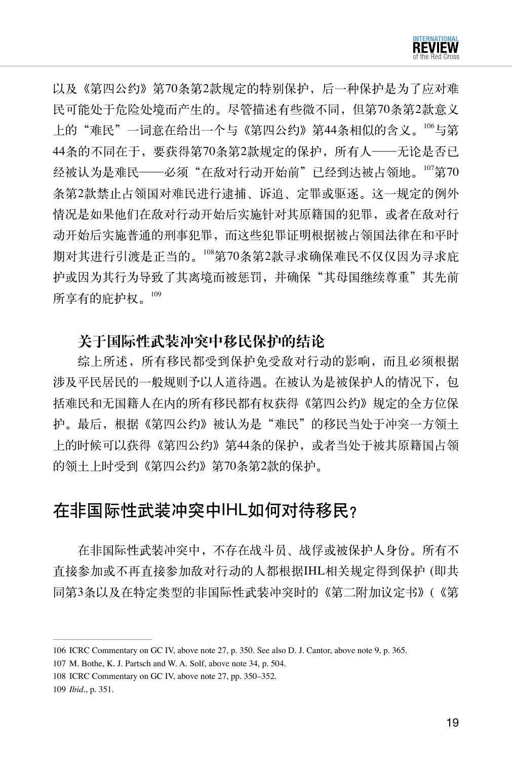以及《第四公约》第70条第2款规定的特别保护，后一种保护是为了应对难民可能处于危险处境而产生的。尽管描述有些微不同，但第70条第2款意义上的"难民"一词意在给出一个与《第四公约》第44条相似的含义。[106]与第44条的不同在于，要获得第70条第2款规定的保护，所有人——无论是否已经被认为是难民——必须"在敌对行动开始前"已经到达被占领地。[107]第70条第2款禁止占领国对难民进行逮捕、诉追、定罪或驱逐。这一规定的例外情况是如果他们在敌对行动开始后实施针对其原籍国的犯罪，或者在敌对行动开始后实施普通的刑事犯罪，而这些犯罪证明根据被占领国法律在和平时期对其进行引渡是正当的。[108]第70条第2款寻求确保难民不仅仅因为寻求庇护或因为其行为导致了其离境而被惩罚，并确保"其母国继续尊重"其先前所享有的庇护权。[109]

### 关于国际性武装冲突中移民保护的结论

综上所述，所有移民都受到保护免受敌对行动的影响，而且必须根据涉及平民居民的一般规则予以人道待遇。在被认为是被保护人的情况下，包括难民和无国籍人在内的所有移民都有权获得《第四公约》规定的全方位保护。最后，根据《第四公约》被认为是"难民"的移民当处于冲突一方领土上的时候可以获得《第四公约》第44条的保护，或者当处于被其原籍国占领的领土上时受到《第四公约》第70条第2款的保护。

## 在非国际性武装冲突中IHL如何对待移民？

在非国际性武装冲突中，不存在战斗员、战俘或被保护人身份。所有不直接参加或不再直接参加敌对行动的人都根据IHL相关规定得到保护 (即共同第3条以及在特定类型的非国际性武装冲突时的《第二附加议定书》(《第

---

106 ICRC Commentary on GC IV, above note 27, p. 350. See also D. J. Cantor, above note 9, p. 365.

107 M. Bothe, K. J. Partsch and W. A. Solf, above note 34, p. 504.

108 ICRC Commentary on GC IV, above note 27, pp. 350–352.

109 *Ibid*., p. 351.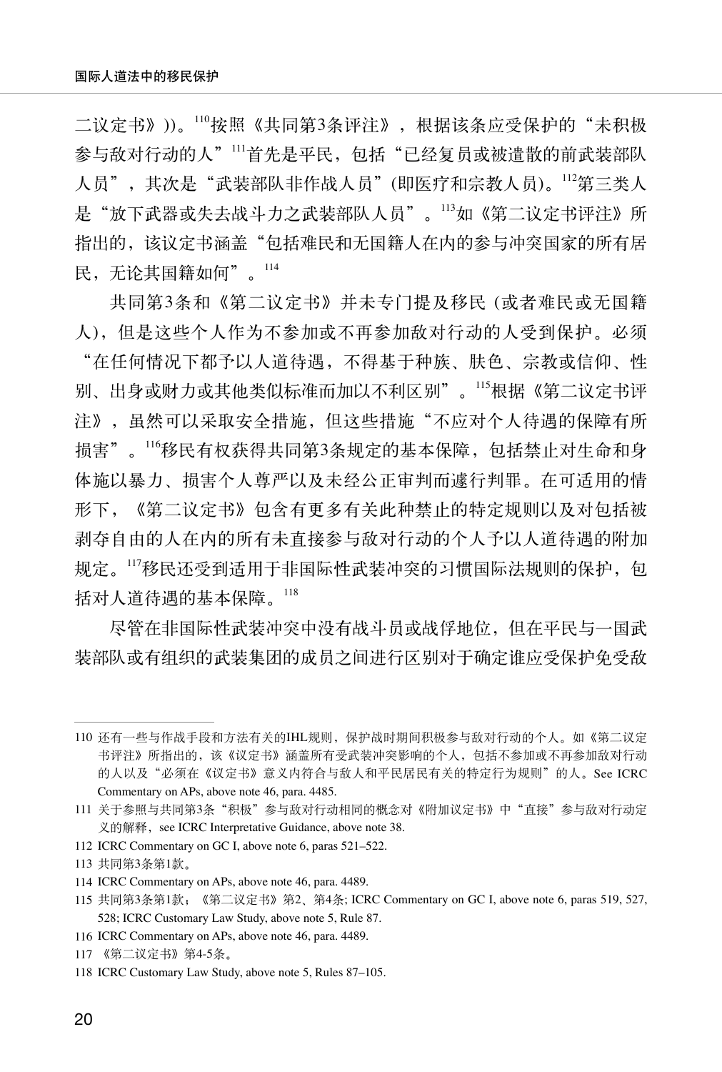二议定书》))。[110]按照《共同第3条评注》，根据该条应受保护的“未积极参与敌对行动的人”[111]首先是平民，包括“已经复员或被遣散的前武装部队人员”，其次是“武装部队非作战人员”(即医疗和宗教人员)。[112]第三类人是“放下武器或失去战斗力之武装部队人员”。[113]如《第二议定书评注》所指出的，该议定书涵盖“包括难民和无国籍人在内的参与冲突国家的所有居民，无论其国籍如何”。[114]

共同第3条和《第二议定书》并未专门提及移民 (或者难民或无国籍人)，但是这些个人作为不参加或不再参加敌对行动的人受到保护。必须“在任何情况下都予以人道待遇，不得基于种族、肤色、宗教或信仰、性别、出身或财力或其他类似标准而加以不利区别”。[115]根据《第二议定书评注》，虽然可以采取安全措施，但这些措施“不应对个人待遇的保障有所损害”。[116]移民有权获得共同第3条规定的基本保障，包括禁止对生命和身体施以暴力、损害个人尊严以及未经公正审判而遽行判罪。在可适用的情形下，《第二议定书》包含有更多有关此种禁止的特定规则以及对包括被剥夺自由的人在内的所有未直接参与敌对行动的个人予以人道待遇的附加规定。[117]移民还受到适用于非国际性武装冲突的习惯国际法规则的保护，包括对人道待遇的基本保障。[118]

尽管在非国际性武装冲突中没有战斗员或战俘地位，但在平民与一国武装部队或有组织的武装集团的成员之间进行区别对于确定谁应受保护免受敌

---

110 还有一些与作战手段和方法有关的IHL规则，保护战时期间积极参与敌对行动的个人。如《第二议定书评注》所指出的，该《议定书》涵盖所有受武装冲突影响的个人，包括不参加或不再参加敌对行动的人以及“必须在《议定书》意义内符合与敌人和平民居民有关的特定行为规则”的人。See ICRC Commentary on APs, above note 46, para. 4485.

111 关于参照与共同第3条“积极”参与敌对行动相同的概念对《附加议定书》中“直接”参与敌对行动定义的解释，see ICRC Interpretative Guidance, above note 38.

112 ICRC Commentary on GC I, above note 6, paras 521–522.

113 共同第3条第1款。

114 ICRC Commentary on APs, above note 46, para. 4489.

115 共同第3条第1款；《第二议定书》第2、第4条; ICRC Commentary on GC I, above note 6, paras 519, 527, 528; ICRC Customary Law Study, above note 5, Rule 87.

116 ICRC Commentary on APs, above note 46, para. 4489.

117 《第二议定书》第4-5条。

118 ICRC Customary Law Study, above note 5, Rules 87–105.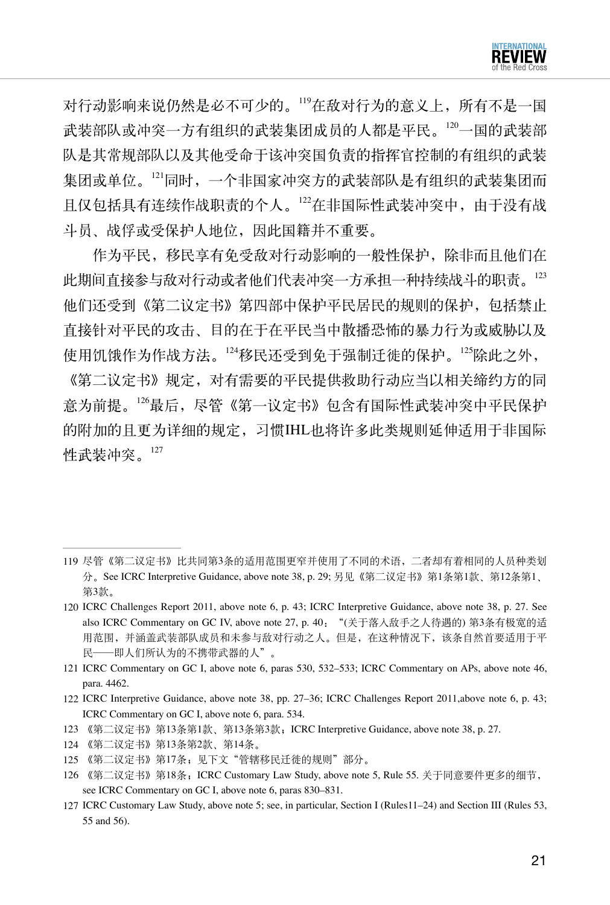对行动影响来说仍然是必不可少的。[119]在敌对行为的意义上，所有不是一国武装部队或冲突一方有组织的武装集团成员的人都是平民。[120]一国的武装部队是其常规部队以及其他受命于该冲突国负责的指挥官控制的有组织的武装集团或单位。[121]同时，一个非国家冲突方的武装部队是有组织的武装集团而且仅包括具有连续作战职责的个人。[122]在非国际性武装冲突中，由于没有战斗员、战俘或受保护人地位，因此国籍并不重要。

作为平民，移民享有免受敌对行动影响的一般性保护，除非而且他们在此期间直接参与敌对行动或者他们代表冲突一方承担一种持续战斗的职责。[123]他们还受到《第二议定书》第四部中保护平民居民的规则的保护，包括禁止直接针对平民的攻击、目的在于在平民当中散播恐怖的暴力行为或威胁以及使用饥饿作为作战方法。[124]移民还受到免于强制迁徙的保护。[125]除此之外，《第二议定书》规定，对有需要的平民提供救助行动应当以相关缔约方的同意为前提。[126]最后，尽管《第一议定书》包含有国际性武装冲突中平民保护的附加的且更为详细的规定，习惯IHL也将许多此类规则延伸适用于非国际性武装冲突。[127]

---

119 尽管《第二议定书》比共同第3条的适用范围更窄并使用了不同的术语，二者却有着相同的人员种类划分。See ICRC Interpretive Guidance, above note 38, p. 29; 另见《第二议定书》第1条第1款、第12条第1、第3款。

120 ICRC Challenges Report 2011, above note 6, p. 43; ICRC Interpretive Guidance, above note 38, p. 27. See also ICRC Commentary on GC IV, above note 27, p. 40："(关于落入敌手之人待遇的) 第3条有极宽的适用范围，并涵盖武装部队成员和未参与敌对行动之人。但是，在这种情况下，该条自然首要适用于平民——即人们所认为的不携带武器的人"。

121 ICRC Commentary on GC I, above note 6, paras 530, 532–533; ICRC Commentary on APs, above note 46, para. 4462.

122 ICRC Interpretive Guidance, above note 38, pp. 27–36; ICRC Challenges Report 2011,above note 6, p. 43; ICRC Commentary on GC I, above note 6, para. 534.

123 《第二议定书》第13条第1款、第13条第3款；ICRC Interpretive Guidance, above note 38, p. 27.

124 《第二议定书》第13条第2款、第14条。

125 《第二议定书》第17条；见下文"管辖移民迁徙的规则"部分。

126 《第二议定书》第18条；ICRC Customary Law Study, above note 5, Rule 55. 关于同意要件更多的细节，see ICRC Commentary on GC I, above note 6, paras 830–831.

127 ICRC Customary Law Study, above note 5; see, in particular, Section I (Rules11–24) and Section III (Rules 53, 55 and 56).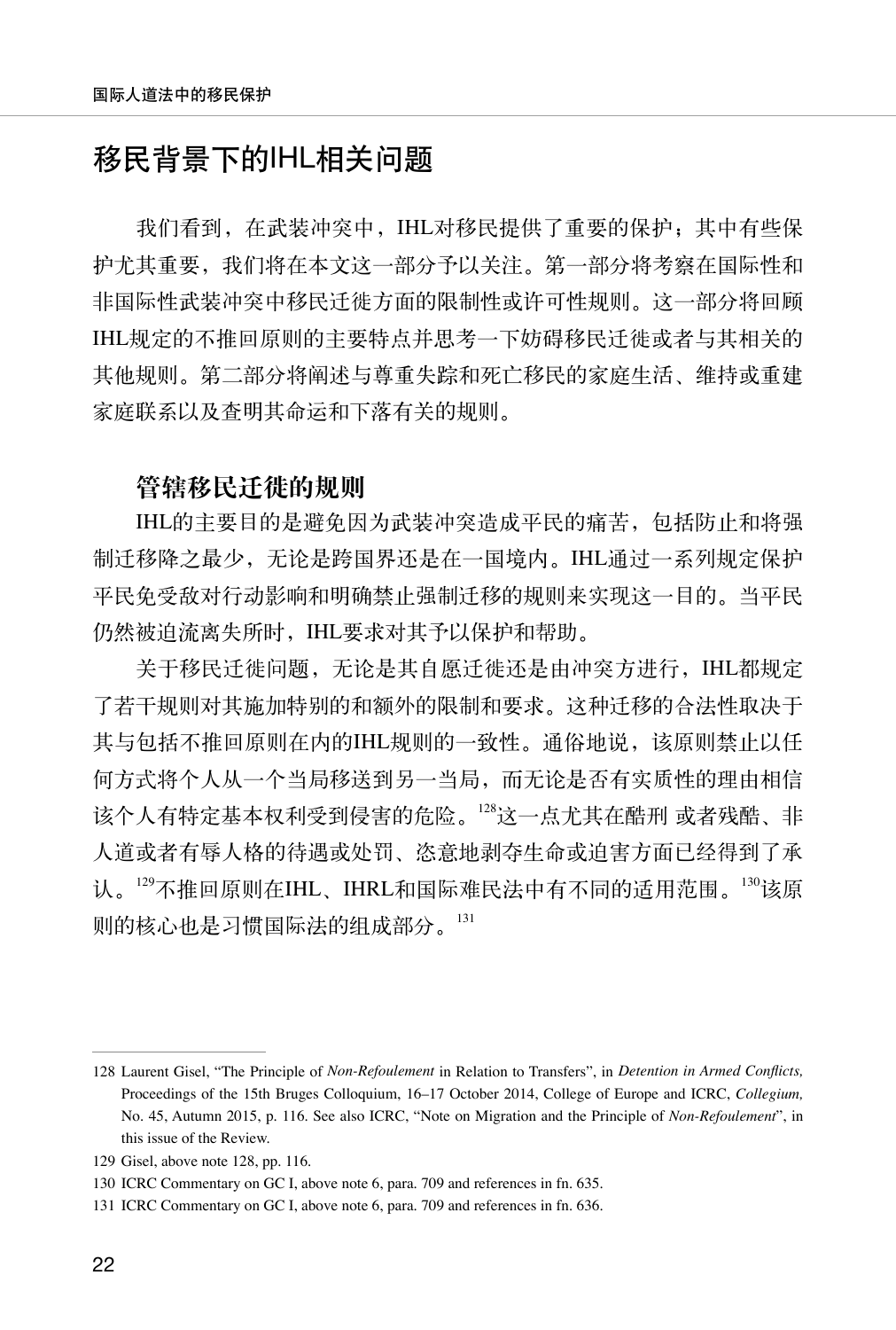# 移民背景下的IHL相关问题

我们看到，在武装冲突中，IHL对移民提供了重要的保护；其中有些保护尤其重要，我们将在本文这一部分予以关注。第一部分将考察在国际性和非国际性武装冲突中移民迁徙方面的限制性或许可性规则。这一部分将回顾IHL规定的不推回原则的主要特点并思考一下妨碍移民迁徙或者与其相关的其他规则。第二部分将阐述与尊重失踪和死亡移民的家庭生活、维持或重建家庭联系以及查明其命运和下落有关的规则。

## 管辖移民迁徙的规则

IHL的主要目的是避免因为武装冲突造成平民的痛苦，包括防止和将强制迁移降之最少，无论是跨国界还是在一国境内。IHL通过一系列规定保护平民免受敌对行动影响和明确禁止强制迁移的规则来实现这一目的。当平民仍然被迫流离失所时，IHL要求对其予以保护和帮助。

关于移民迁徙问题，无论是其自愿迁徙还是由冲突方进行，IHL都规定了若干规则对其施加特别的和额外的限制和要求。这种迁移的合法性取决于其与包括不推回原则在内的IHL规则的一致性。通俗地说，该原则禁止以任何方式将个人从一个当局移送到另一当局，而无论是否有实质性的理由相信该个人有特定基本权利受到侵害的危险。[128]这一点尤其在酷刑 或者残酷、非人道或者有辱人格的待遇或处罚、恣意地剥夺生命或迫害方面已经得到了承认。[129]不推回原则在IHL、IHRL和国际难民法中有不同的适用范围。[130]该原则的核心也是习惯国际法的组成部分。[131]

---

128 Laurent Gisel, "The Principle of *Non-Refoulement* in Relation to Transfers", in *Detention in Armed Conflicts,* Proceedings of the 15th Bruges Colloquium, 16–17 October 2014, College of Europe and ICRC, *Collegium,* No. 45, Autumn 2015, p. 116. See also ICRC, "Note on Migration and the Principle of *Non-Refoulement*", in this issue of the Review.

129 Gisel, above note 128, pp. 116.

130 ICRC Commentary on GC I, above note 6, para. 709 and references in fn. 635.

131 ICRC Commentary on GC I, above note 6, para. 709 and references in fn. 636.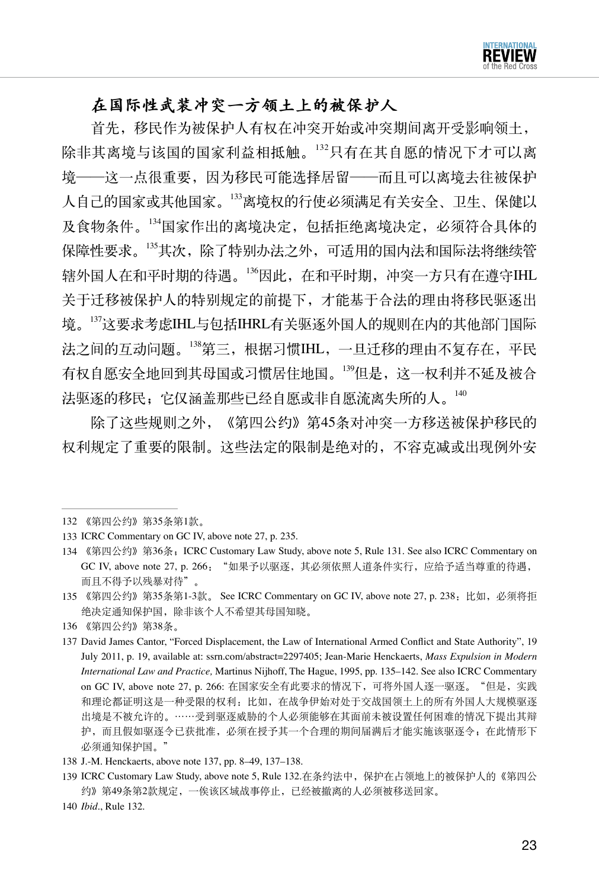### 在国际性武装冲突一方领土上的被保护人

首先，移民作为被保护人有权在冲突开始或冲突期间离开受影响领土，除非其离境与该国的国家利益相抵触。[132]只有在其自愿的情况下才可以离境——这一点很重要，因为移民可能选择居留——而且可以离境去往被保护人自己的国家或其他国家。[133]离境权的行使必须满足有关安全、卫生、保健以及食物条件。[134]国家作出的离境决定，包括拒绝离境决定，必须符合具体的保障性要求。[135]其次，除了特别办法之外，可适用的国内法和国际法将继续管辖外国人在和平时期的待遇。[136]因此，在和平时期，冲突一方只有在遵守IHL关于迁移被保护人的特别规定的前提下，才能基于合法的理由将移民驱逐出境。[137]这要求考虑IHL与包括IHRL有关驱逐外国人的规则在内的其他部门国际法之间的互动问题。[138]第三，根据习惯IHL，一旦迁移的理由不复存在，平民有权自愿安全地回到其母国或习惯居住地国。[139]但是，这一权利并不延及被合法驱逐的移民；它仅涵盖那些已经自愿或非自愿流离失所的人。[140]

除了这些规则之外，《第四公约》第45条对冲突一方移送被保护移民的权利规定了重要的限制。这些法定的限制是绝对的，不容克减或出现例外安

---

132 《第四公约》第35条第1款。

133 ICRC Commentary on GC IV, above note 27, p. 235.

134 《第四公约》第36条；ICRC Customary Law Study, above note 5, Rule 131. See also ICRC Commentary on GC IV, above note 27, p. 266：“如果予以驱逐，其必须依照人道条件实行，应给予适当尊重的待遇，而且不得予以残暴对待”。

135 《第四公约》第35条第1-3款。 See ICRC Commentary on GC IV, above note 27, p. 238：比如，必须将拒绝决定通知保护国，除非该个人不希望其母国知晓。

136 《第四公约》第38条。

137 David James Cantor, “Forced Displacement, the Law of International Armed Conflict and State Authority”, 19 July 2011, p. 19, available at: ssrn.com/abstract=2297405; Jean-Marie Henckaerts, *Mass Expulsion in Modern International Law and Practice,* Martinus Nijhoff, The Hague, 1995, pp. 135–142. See also ICRC Commentary on GC IV, above note 27, p. 266: 在国家安全有此要求的情况下，可将外国人逐一驱逐。“但是，实践和理论都证明这是一种受限的权利：比如，在战争伊始对处于交战国领土上的所有外国人大规模驱逐出境是不被允许的。……受到驱逐威胁的个人必须能够在其面前未被设置任何困难的情况下提出其辩护，而且假如驱逐令已获批准，必须在授予其一个合理的期间届满后才能实施该驱逐令；在此情形下必须通知保护国。”

138 J.-M. Henckaerts, above note 137, pp. 8–49, 137–138.

139 ICRC Customary Law Study, above note 5, Rule 132.在条约法中，保护在占领地上的被保护人的《第四公约》第49条第2款规定，一俟该区域战事停止，已经被撤离的人必须被移送回家。

140 *Ibid*., Rule 132.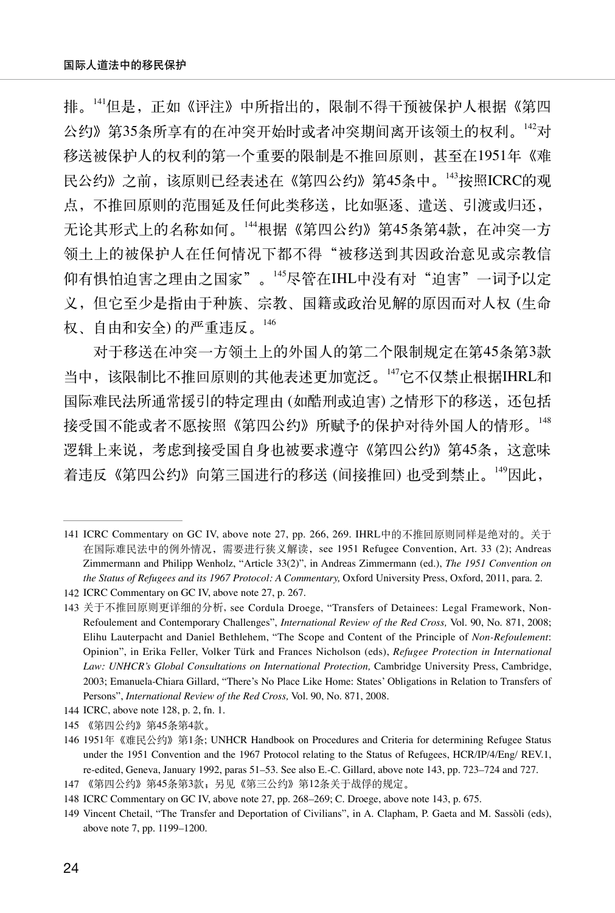排。[141]但是，正如《评注》中所指出的，限制不得干预被保护人根据《第四公约》第35条所享有的在冲突开始时或者冲突期间离开该领土的权利。[142]对移送被保护人的权利的第一个重要的限制是不推回原则，甚至在1951年《难民公约》之前，该原则已经表述在《第四公约》第45条中。[143]按照ICRC的观点，不推回原则的范围延及任何此类移送，比如驱逐、遣送、引渡或归还，无论其形式上的名称如何。[144]根据《第四公约》第45条第4款，在冲突一方领土上的被保护人在任何情况下都不得“被移送到其因政治意见或宗教信仰有惧怕迫害之理由之国家”。[145]尽管在IHL中没有对“迫害”一词予以定义，但它至少是指由于种族、宗教、国籍或政治见解的原因而对人权 (生命权、自由和安全) 的严重违反。[146]

对于移送在冲突一方领土上的外国人的第二个限制规定在第45条第3款当中，该限制比不推回原则的其他表述更加宽泛。[147]它不仅禁止根据IHRL和国际难民法所通常援引的特定理由 (如酷刑或迫害) 之情形下的移送，还包括接受国不能或者不愿按照《第四公约》所赋予的保护对待外国人的情形。[148]逻辑上来说，考虑到接受国自身也被要求遵守《第四公约》第45条，这意味着违反《第四公约》向第三国进行的移送 (间接推回) 也受到禁止。[149]因此，

---

141 ICRC Commentary on GC IV, above note 27, pp. 266, 269. IHRL中的不推回原则同样是绝对的。关于在国际难民法中的例外情况，需要进行狭义解读，see 1951 Refugee Convention, Art. 33 (2); Andreas Zimmermann and Philipp Wenholz, “Article 33(2)”, in Andreas Zimmermann (ed.), *The 1951 Convention on the Status of Refugees and its 1967 Protocol: A Commentary,* Oxford University Press, Oxford, 2011, para. 2.

142 ICRC Commentary on GC IV, above note 27, p. 267.

143 关于不推回原则更详细的分析, see Cordula Droege, “Transfers of Detainees: Legal Framework, Non-Refoulement and Contemporary Challenges”, *International Review of the Red Cross,* Vol. 90, No. 871, 2008; Elihu Lauterpacht and Daniel Bethlehem, “The Scope and Content of the Principle of *Non-Refoulement*: Opinion”, in Erika Feller, Volker Türk and Frances Nicholson (eds), *Refugee Protection in International Law: UNHCR's Global Consultations on International Protection,* Cambridge University Press, Cambridge, 2003; Emanuela-Chiara Gillard, “There's No Place Like Home: States' Obligations in Relation to Transfers of Persons”, *International Review of the Red Cross,* Vol. 90, No. 871, 2008.

144 ICRC, above note 128, p. 2, fn. 1.

145 《第四公约》第45条第4款。

146 1951年《难民公约》第1条; UNHCR Handbook on Procedures and Criteria for determining Refugee Status under the 1951 Convention and the 1967 Protocol relating to the Status of Refugees, HCR/IP/4/Eng/ REV.1, re-edited, Geneva, January 1992, paras 51–53. See also E.-C. Gillard, above note 143, pp. 723–724 and 727.

147 《第四公约》第45条第3款；另见《第三公约》第12条关于战俘的规定。

148 ICRC Commentary on GC IV, above note 27, pp. 268–269; C. Droege, above note 143, p. 675.

149 Vincent Chetail, “The Transfer and Deportation of Civilians”, in A. Clapham, P. Gaeta and M. Sassòli (eds), above note 7, pp. 1199–1200.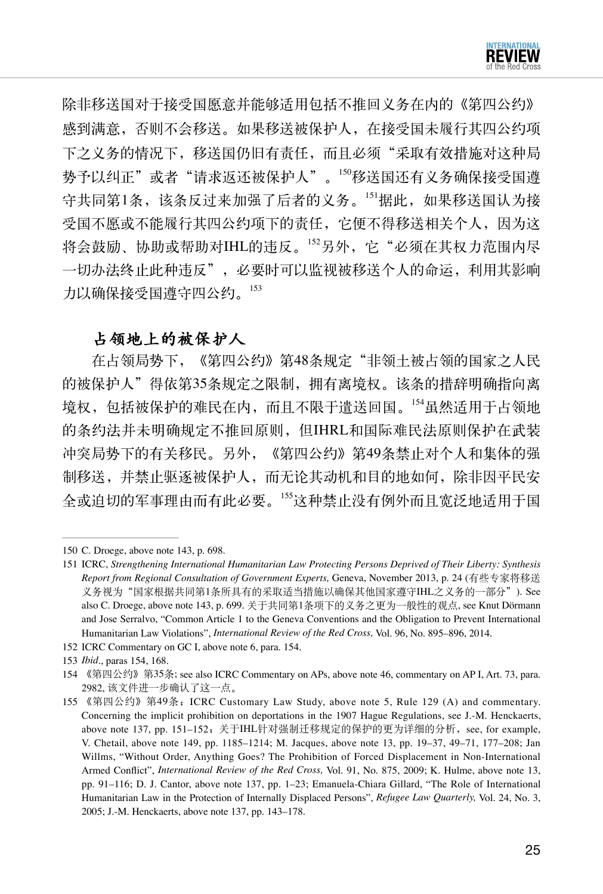除非移送国对于接受国愿意并能够适用包括不推回义务在内的《第四公约》感到满意，否则不会移送。如果移送被保护人，在接受国未履行其四公约项下之义务的情况下，移送国仍旧有责任，而且必须“采取有效措施对这种局势予以纠正”或者“请求返还被保护人”。[150]移送国还有义务确保接受国遵守共同第1条，该条反过来加强了后者的义务。[151]据此，如果移送国认为接受国不愿或不能履行其四公约项下的责任，它便不得移送相关个人，因为这将会鼓励、协助或帮助对IHL的违反。[152]另外，它“必须在其权力范围内尽一切办法终止此种违反”，必要时可以监视被移送个人的命运，利用其影响力以确保接受国遵守四公约。[153]

### 占领地上的被保护人

在占领局势下，《第四公约》第48条规定“非领土被占领的国家之人民的被保护人”得依第35条规定之限制，拥有离境权。该条的措辞明确指向离境权，包括被保护的难民在内，而且不限于遣送回国。[154]虽然适用于占领地的条约法并未明确规定不推回原则，但IHRL和国际难民法原则保护在武装冲突局势下的有关移民。另外，《第四公约》第49条禁止对个人和集体的强制移送，并禁止驱逐被保护人，而无论其动机和目的地如何，除非因平民安全或迫切的军事理由而有此必要。[155]这种禁止没有例外而且宽泛地适用于国

---

150 C. Droege, above note 143, p. 698.

151 ICRC, *Strengthening International Humanitarian Law Protecting Persons Deprived of Their Liberty: Synthesis Report from Regional Consultation of Government Experts,* Geneva, November 2013, p. 24 (有些专家将移送义务视为“国家根据共同第1条所具有的采取适当措施以确保其他国家遵守IHL之义务的一部分”). See also C. Droege, above note 143, p. 699. 关于共同第1条项下的义务之更为一般性的观点, see Knut Dörmann and Jose Serralvo, “Common Article 1 to the Geneva Conventions and the Obligation to Prevent International Humanitarian Law Violations”, *International Review of the Red Cross,* Vol. 96, No. 895–896, 2014.

152 ICRC Commentary on GC I, above note 6, para. 154.

153 *Ibid*., paras 154, 168.

154 《第四公约》第35条; see also ICRC Commentary on APs, above note 46, commentary on AP I, Art. 73, para. 2982, 该文件进一步确认了这一点。

155 《第四公约》第49条；ICRC Customary Law Study, above note 5, Rule 129 (A) and commentary. Concerning the implicit prohibition on deportations in the 1907 Hague Regulations, see J.-M. Henckaerts, above note 137, pp. 151–152；关于IHL针对强制迁移规定的保护的更为详细的分析，see, for example, V. Chetail, above note 149, pp. 1185–1214; M. Jacques, above note 13, pp. 19–37, 49–71, 177–208; Jan Willms, “Without Order, Anything Goes? The Prohibition of Forced Displacement in Non-International Armed Conflict”, *International Review of the Red Cross,* Vol. 91, No. 875, 2009; K. Hulme, above note 13, pp. 91–116; D. J. Cantor, above note 137, pp. 1–23; Emanuela-Chiara Gillard, “The Role of International Humanitarian Law in the Protection of Internally Displaced Persons”, *Refugee Law Quarterly,* Vol. 24, No. 3, 2005; J.-M. Henckaerts, above note 137, pp. 143–178.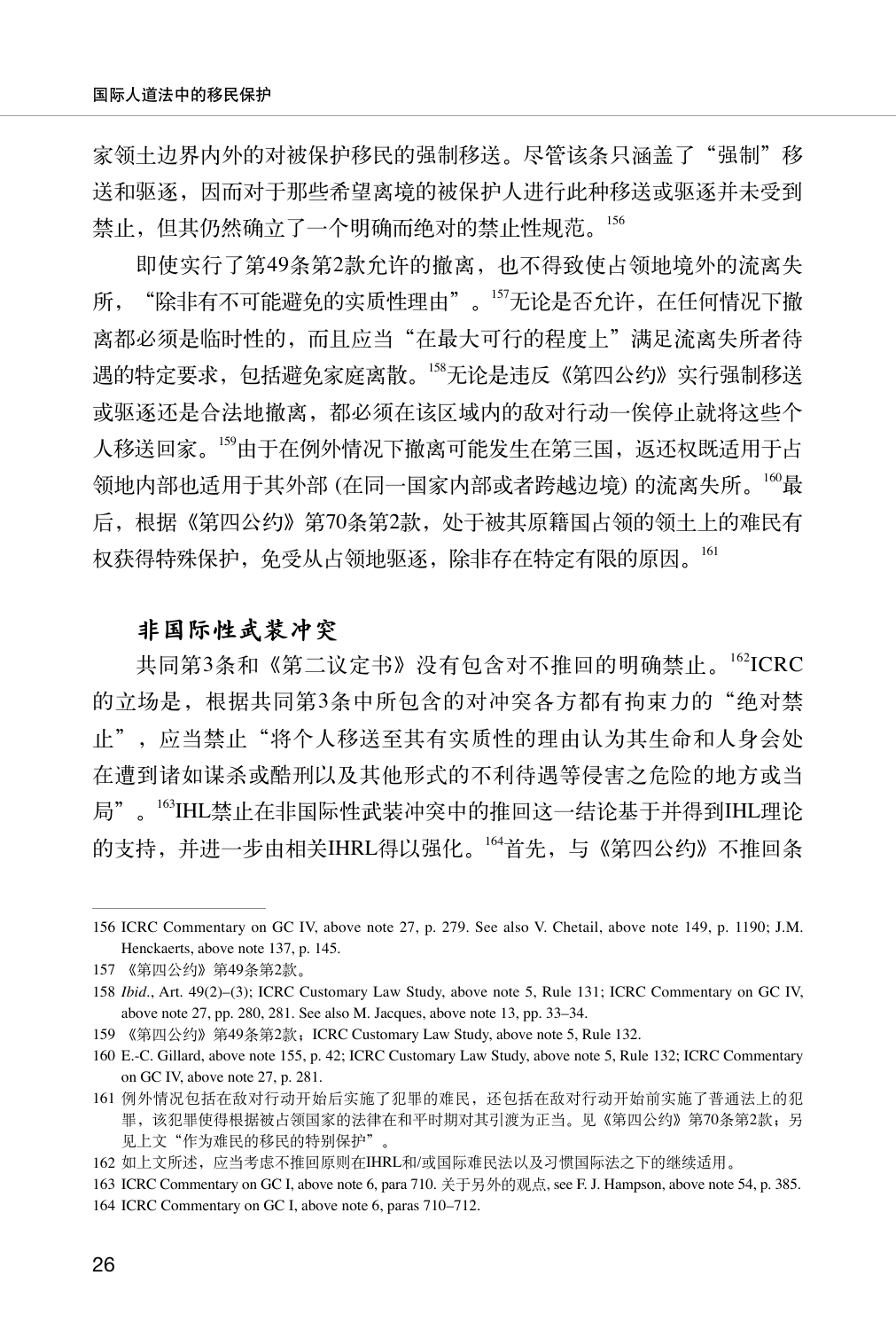家领土边界内外的对被保护移民的强制移送。尽管该条只涵盖了“强制”移送和驱逐，因而对于那些希望离境的被保护人进行此种移送或驱逐并未受到禁止，但其仍然确立了一个明确而绝对的禁止性规范。[156]

即使实行了第49条第2款允许的撤离，也不得致使占领地境外的流离失所，“除非有不可能避免的实质性理由”。[157]无论是否允许，在任何情况下撤离都必须是临时性的，而且应当“在最大可行的程度上”满足流离失所者待遇的特定要求，包括避免家庭离散。[158]无论是违反《第四公约》实行强制移送或驱逐还是合法地撤离，都必须在该区域内的敌对行动一俟停止就将这些个人移送回家。[159]由于在例外情况下撤离可能发生在第三国，返还权既适用于占领地内部也适用于其外部 (在同一国家内部或者跨越边境) 的流离失所。[160]最后，根据《第四公约》第70条第2款，处于被其原籍国占领的领土上的难民有权获得特殊保护，免受从占领地驱逐，除非存在特定有限的原因。[161]

### 非国际性武装冲突

共同第3条和《第二议定书》没有包含对不推回的明确禁止。[162]ICRC的立场是，根据共同第3条中所包含的对冲突各方都有拘束力的“绝对禁止”，应当禁止“将个人移送至其有实质性的理由认为其生命和人身会处在遭到诸如谋杀或酷刑以及其他形式的不利待遇等侵害之危险的地方或当局”。[163]IHL禁止在非国际性武装冲突中的推回这一结论基于并得到IHL理论的支持，并进一步由相关IHRL得以强化。[164]首先，与《第四公约》不推回条

---

156 ICRC Commentary on GC IV, above note 27, p. 279. See also V. Chetail, above note 149, p. 1190; J.M. Henckaerts, above note 137, p. 145.

157 《第四公约》第49条第2款。

158 *Ibid*., Art. 49(2)–(3); ICRC Customary Law Study, above note 5, Rule 131; ICRC Commentary on GC IV, above note 27, pp. 280, 281. See also M. Jacques, above note 13, pp. 33–34.

159 《第四公约》第49条第2款；ICRC Customary Law Study, above note 5, Rule 132.

160 E.-C. Gillard, above note 155, p. 42; ICRC Customary Law Study, above note 5, Rule 132; ICRC Commentary on GC IV, above note 27, p. 281.

161 例外情况包括在敌对行动开始后实施了犯罪的难民，还包括在敌对行动开始前实施了普通法上的犯罪，该犯罪使得根据被占领国家的法律在和平时期对其引渡为正当。见《第四公约》第70条第2款；另见上文“作为难民的移民的特别保护”。

162 如上文所述，应当考虑不推回原则在IHRL和/或国际难民法以及习惯国际法之下的继续适用。

163 ICRC Commentary on GC I, above note 6, para 710. 关于另外的观点, see F. J. Hampson, above note 54, p. 385.

164 ICRC Commentary on GC I, above note 6, paras 710–712.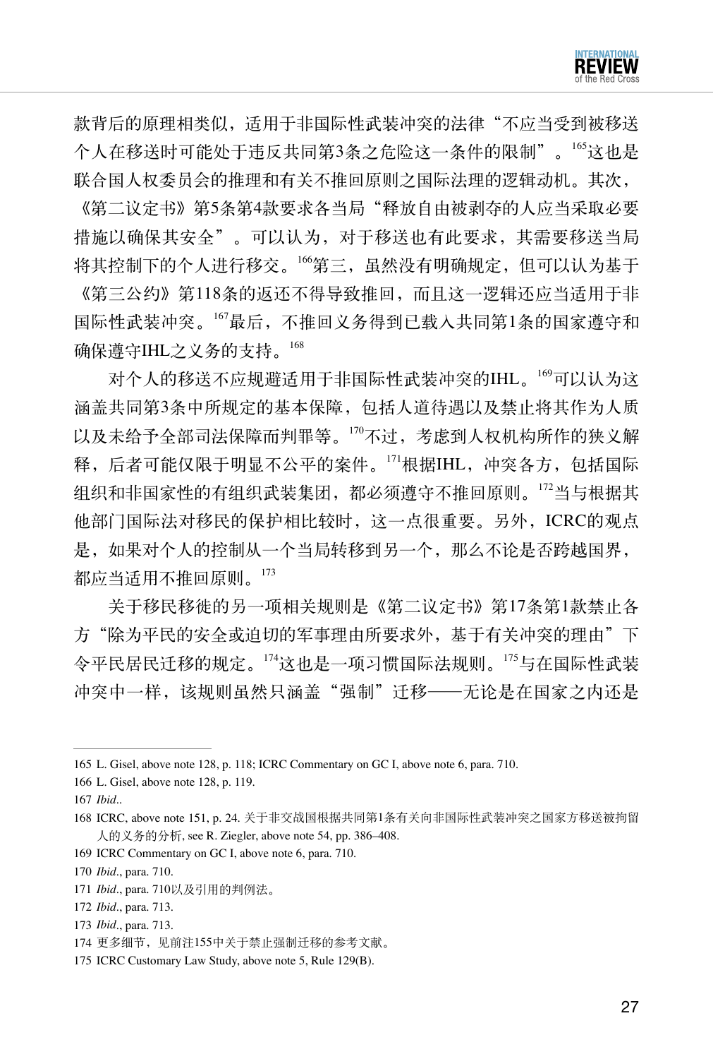款背后的原理相类似，适用于非国际性武装冲突的法律“不应当受到被移送个人在移送时可能处于违反共同第3条之危险这一条件的限制”。[165]这也是联合国人权委员会的推理和有关不推回原则之国际法理的逻辑动机。其次，《第二议定书》第5条第4款要求各当局“释放自由被剥夺的人应当采取必要措施以确保其安全”。可以认为，对于移送也有此要求，其需要移送当局将其控制下的个人进行移交。[166]第三，虽然没有明确规定，但可以认为基于《第三公约》第118条的返还不得导致推回，而且这一逻辑还应当适用于非国际性武装冲突。[167]最后，不推回义务得到已载入共同第1条的国家遵守和确保遵守IHL之义务的支持。[168]

对个人的移送不应规避适用于非国际性武装冲突的IHL。[169]可以认为这涵盖共同第3条中所规定的基本保障，包括人道待遇以及禁止将其作为人质以及未给予全部司法保障而判罪等。[170]不过，考虑到人权机构所作的狭义解释，后者可能仅限于明显不公平的案件。[171]根据IHL，冲突各方，包括国际组织和非国家性的有组织武装集团，都必须遵守不推回原则。[172]当与根据其他部门国际法对移民的保护相比较时，这一点很重要。另外，ICRC的观点是，如果对个人的控制从一个当局转移到另一个，那么不论是否跨越国界，都应当适用不推回原则。[173]

关于移民移徙的另一项相关规则是《第二议定书》第17条第1款禁止各方“除为平民的安全或迫切的军事理由所要求外，基于有关冲突的理由”下令平民居民迁移的规定。[174]这也是一项习惯国际法规则。[175]与在国际性武装冲突中一样，该规则虽然只涵盖“强制”迁移——无论是在国家之内还是

---

165 L. Gisel, above note 128, p. 118; ICRC Commentary on GC I, above note 6, para. 710.

166 L. Gisel, above note 128, p. 119.

167 *Ibid*..

168 ICRC, above note 151, p. 24. 关于非交战国根据共同第1条有关向非国际性武装冲突之国家方移送被拘留人的义务的分析, see R. Ziegler, above note 54, pp. 386–408.

169 ICRC Commentary on GC I, above note 6, para. 710.

170 *Ibid*., para. 710.

171 *Ibid*., para. 710以及引用的判例法。

172 *Ibid*., para. 713.

173 *Ibid*., para. 713.

174 更多细节，见前注155中关于禁止强制迁移的参考文献。

175 ICRC Customary Law Study, above note 5, Rule 129(B).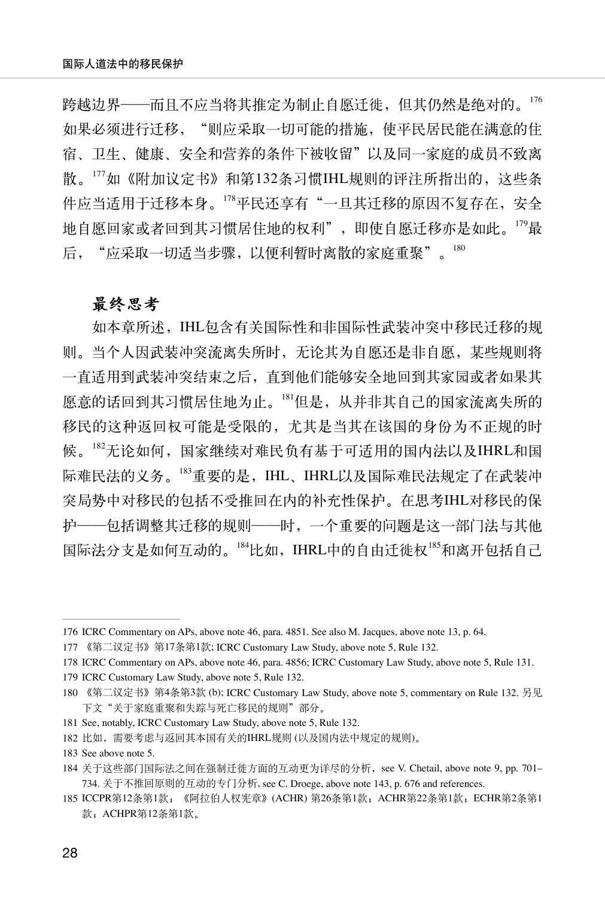跨越边界——而且不应当将其推定为制止自愿迁徙，但其仍然是绝对的。[176] 如果必须进行迁移，“则应采取一切可能的措施，使平民居民能在满意的住宿、卫生、健康、安全和营养的条件下被收留”以及同一家庭的成员不致离散。[177]如《附加议定书》和第132条习惯IHL规则的评注所指出的，这些条件应当适用于迁移本身。[178]平民还享有“一旦其迁移的原因不复存在，安全地自愿回家或者回到其习惯居住地的权利”，即使自愿迁移亦是如此。[179]最后，“应采取一切适当步骤，以便利暂时离散的家庭重聚”。[180]

## 最终思考

如本章所述，IHL包含有关国际性和非国际性武装冲突中移民迁移的规则。当个人因武装冲突流离失所时，无论其为自愿还是非自愿，某些规则将一直适用到武装冲突结束之后，直到他们能够安全地回到其家园或者如果其愿意的话回到其习惯居住地为止。[181]但是，从并非其自己的国家流离失所的移民的这种返回权可能是受限的，尤其是当其在该国的身份为不正规的时候。[182]无论如何，国家继续对难民负有基于可适用的国内法以及IHRL和国际难民法的义务。[183]重要的是，IHL、IHRL以及国际难民法规定了在武装冲突局势中对移民的包括不受推回在内的补充性保护。在思考IHL对移民的保护——包括调整其迁移的规则——时，一个重要的问题是这一部门法与其他国际法分支是如何互动的。[184]比如，IHRL中的自由迁徙权[185]和离开包括自己

---

176 ICRC Commentary on APs, above note 46, para. 4851. See also M. Jacques, above note 13, p. 64.

177 《第二议定书》第17条第1款; ICRC Customary Law Study, above note 5, Rule 132.

178 ICRC Commentary on APs, above note 46, para. 4856; ICRC Customary Law Study, above note 5, Rule 131.

179 ICRC Customary Law Study, above note 5, Rule 132.

180 《第二议定书》第4条第3款 (b); ICRC Customary Law Study, above note 5, commentary on Rule 132. 另见下文“关于家庭重聚和失踪与死亡移民的规则”部分。

181 See, notably, ICRC Customary Law Study, above note 5, Rule 132.

182 比如，需要考虑与返回其本国有关的IHRL规则 (以及国内法中规定的规则)。

183 See above note 5.

184 关于这些部门国际法之间在强制迁徙方面的互动更为详尽的分析，see V. Chetail, above note 9, pp. 701–734. 关于不推回原则的互动的专门分析, see C. Droege, above note 143, p. 676 and references.

185 ICCPR第12条第1款；《阿拉伯人权宪章》(ACHR) 第26条第1款；ACHR第22条第1款；ECHR第2条第1款；ACHPR第12条第1款。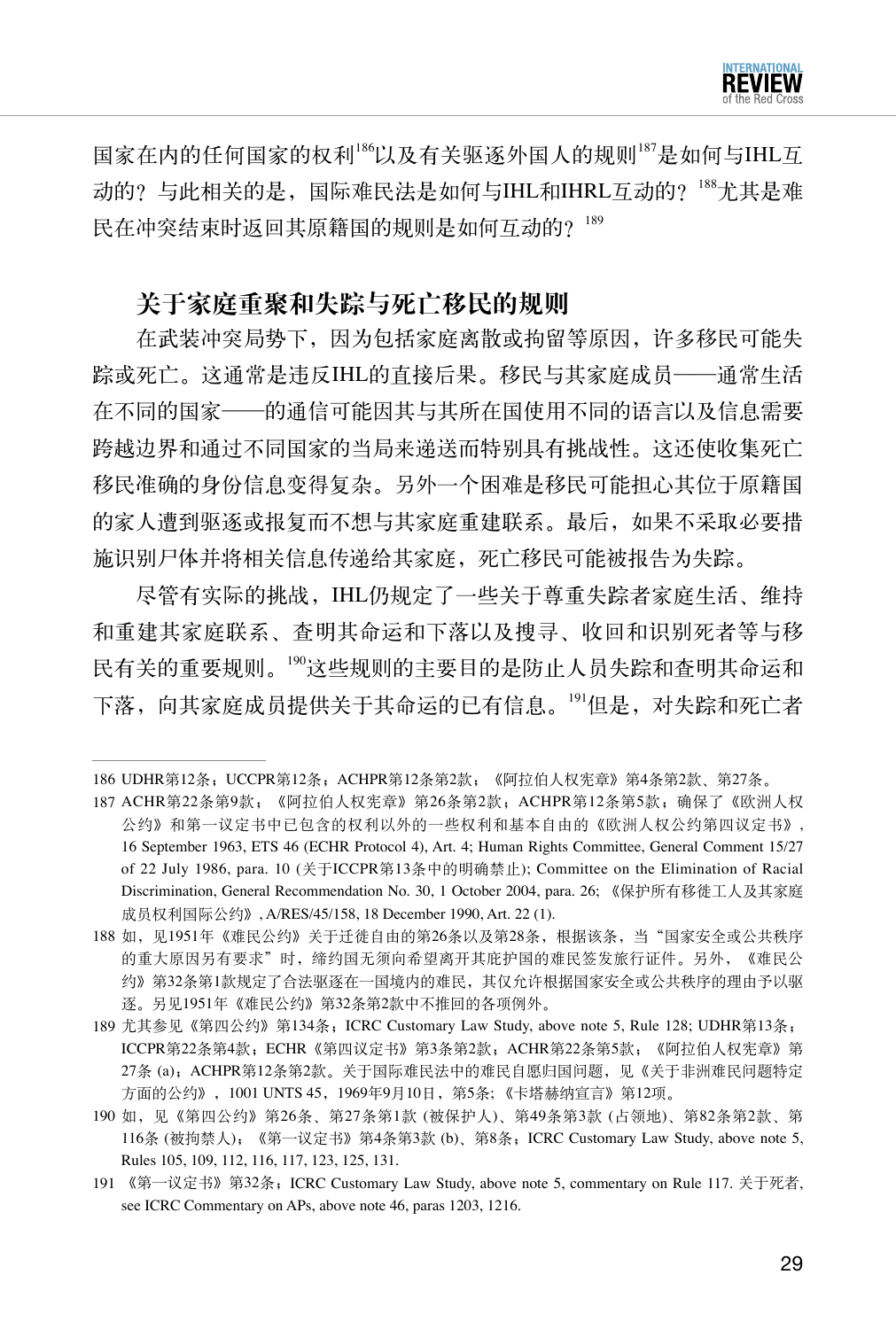国家在内的任何国家的权利[186]以及有关驱逐外国人的规则[187]是如何与IHL互动的？与此相关的是，国际难民法是如何与IHL和IHRL互动的？[188]尤其是难民在冲突结束时返回其原籍国的规则是如何互动的？[189]

## 关于家庭重聚和失踪与死亡移民的规则

在武装冲突局势下，因为包括家庭离散或拘留等原因，许多移民可能失踪或死亡。这通常是违反IHL的直接后果。移民与其家庭成员——通常生活在不同的国家——的通信可能因其与其所在国使用不同的语言以及信息需要跨越边界和通过不同国家的当局来递送而特别具有挑战性。这还使收集死亡移民准确的身份信息变得复杂。另外一个困难是移民可能担心其位于原籍国的家人遭到驱逐或报复而不想与其家庭重建联系。最后，如果不采取必要措施识别尸体并将相关信息传递给其家庭，死亡移民可能被报告为失踪。

尽管有实际的挑战，IHL仍规定了一些关于尊重失踪者家庭生活、维持和重建其家庭联系、查明其命运和下落以及搜寻、收回和识别死者等与移民有关的重要规则。[190]这些规则的主要目的是防止人员失踪和查明其命运和下落，向其家庭成员提供关于其命运的已有信息。[191]但是，对失踪和死亡者

---

186 UDHR第12条；UCCPR第12条；ACHPR第12条第2款；《阿拉伯人权宪章》第4条第2款、第27条。

187 ACHR第22条第9款；《阿拉伯人权宪章》第26条第2款；ACHPR第12条第5款；确保了《欧洲人权公约》和第一议定书中已包含的权利以外的一些权利和基本自由的《欧洲人权公约第四议定书》, 16 September 1963, ETS 46 (ECHR Protocol 4), Art. 4; Human Rights Committee, General Comment 15/27 of 22 July 1986, para. 10 (关于ICCPR第13条中的明确禁止); Committee on the Elimination of Racial Discrimination, General Recommendation No. 30, 1 October 2004, para. 26; 《保护所有移徙工人及其家庭成员权利国际公约》, A/RES/45/158, 18 December 1990, Art. 22 (1).

188 如，见1951年《难民公约》关于迁徙自由的第26条以及第28条，根据该条，当"国家安全或公共秩序的重大原因另有要求"时，缔约国无须向希望离开其庇护国的难民签发旅行证件。另外，《难民公约》第32条第1款规定了合法驱逐在一国境内的难民，其仅允许根据国家安全或公共秩序的理由予以驱逐。另见1951年《难民公约》第32条第2款中不推回的各项例外。

189 尤其参见《第四公约》第134条；ICRC Customary Law Study, above note 5, Rule 128; UDHR第13条；ICCPR第22条第4款；ECHR《第四议定书》第3条第2款；ACHR第22条第5款；《阿拉伯人权宪章》第27条 (a)；ACHPR第12条第2款。关于国际难民法中的难民自愿归国问题，见《关于非洲难民问题特定方面的公约》，1001 UNTS 45，1969年9月10日，第5条;《卡塔赫纳宣言》第12项。

190 如，见《第四公约》第26条、第27条第1款 (被保护人)、第49条第3款 (占领地)、第82条第2款、第116条 (被拘禁人)；《第一议定书》第4条第3款 (b)、第8条；ICRC Customary Law Study, above note 5, Rules 105, 109, 112, 116, 117, 123, 125, 131.

191 《第一议定书》第32条；ICRC Customary Law Study, above note 5, commentary on Rule 117. 关于死者, see ICRC Commentary on APs, above note 46, paras 1203, 1216.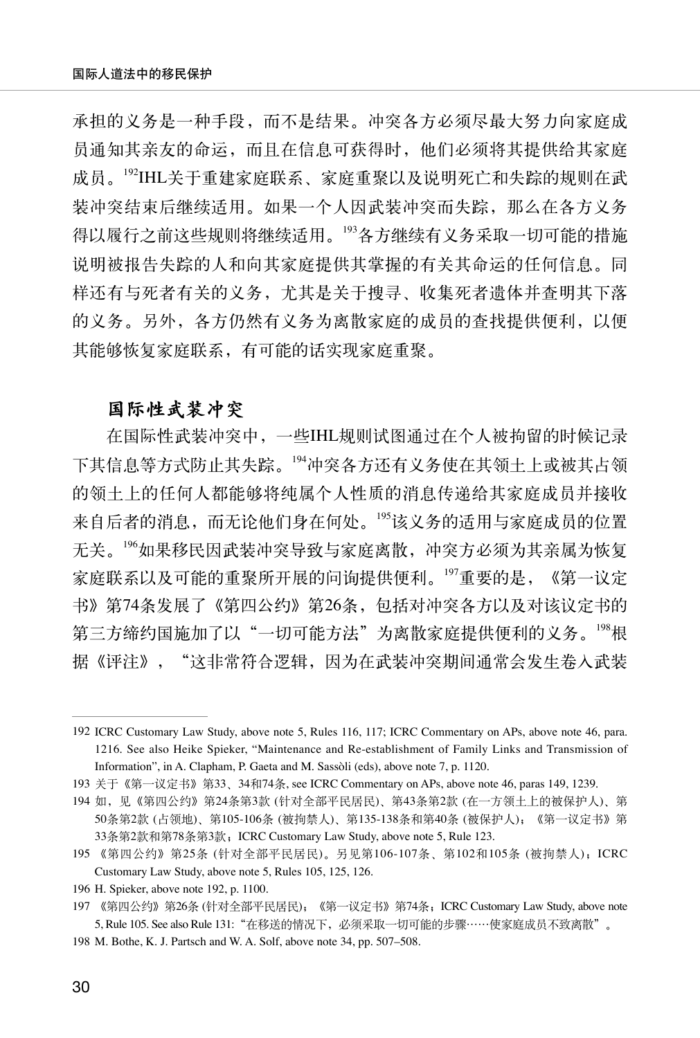承担的义务是一种手段，而不是结果。冲突各方必须尽最大努力向家庭成员通知其亲友的命运，而且在信息可获得时，他们必须将其提供给其家庭成员。[192]IHL关于重建家庭联系、家庭重聚以及说明死亡和失踪的规则在武装冲突结束后继续适用。如果一个人因武装冲突而失踪，那么在各方义务得以履行之前这些规则将继续适用。[193]各方继续有义务采取一切可能的措施说明被报告失踪的人和向其家庭提供其掌握的有关其命运的任何信息。同样还有与死者有关的义务，尤其是关于搜寻、收集死者遗体并查明其下落的义务。另外，各方仍然有义务为离散家庭的成员的查找提供便利，以便其能够恢复家庭联系，有可能的话实现家庭重聚。

### 国际性武装冲突

在国际性武装冲突中，一些IHL规则试图通过在个人被拘留的时候记录下其信息等方式防止其失踪。[194]冲突各方还有义务使在其领土上或被其占领的领土上的任何人都能够将纯属个人性质的消息传递给其家庭成员并接收来自后者的消息，而无论他们身在何处。[195]该义务的适用与家庭成员的位置无关。[196]如果移民因武装冲突导致与家庭离散，冲突方必须为其亲属为恢复家庭联系以及可能的重聚所开展的问询提供便利。[197]重要的是，《第一议定书》第74条发展了《第四公约》第26条，包括对冲突各方以及对该议定书的第三方缔约国施加了以"一切可能方法"为离散家庭提供便利的义务。[198]根据《评注》，"这非常符合逻辑，因为在武装冲突期间通常会发生卷入武装

---

192 ICRC Customary Law Study, above note 5, Rules 116, 117; ICRC Commentary on APs, above note 46, para. 1216. See also Heike Spieker, "Maintenance and Re-establishment of Family Links and Transmission of Information", in A. Clapham, P. Gaeta and M. Sassòli (eds), above note 7, p. 1120.

193 关于《第一议定书》第33、34和74条, see ICRC Commentary on APs, above note 46, paras 149, 1239.

194 如，见《第四公约》第24条第3款 (针对全部平民居民)、第43条第2款 (在一方领土上的被保护人)、第50条第2款 (占领地)、第105-106条 (被拘禁人)、第135-138条和第40条 (被保护人)；《第一议定书》第33条第2款和第78条第3款；ICRC Customary Law Study, above note 5, Rule 123.

195 《第四公约》第25条 (针对全部平民居民)。另见第106-107条、第102和105条 (被拘禁人)；ICRC Customary Law Study, above note 5, Rules 105, 125, 126.

196 H. Spieker, above note 192, p. 1100.

197 《第四公约》第26条 (针对全部平民居民)；《第一议定书》第74条；ICRC Customary Law Study, above note 5, Rule 105. See also Rule 131："在移送的情况下，必须采取一切可能的步骤……使家庭成员不致离散"。

198 M. Bothe, K. J. Partsch and W. A. Solf, above note 34, pp. 507–508.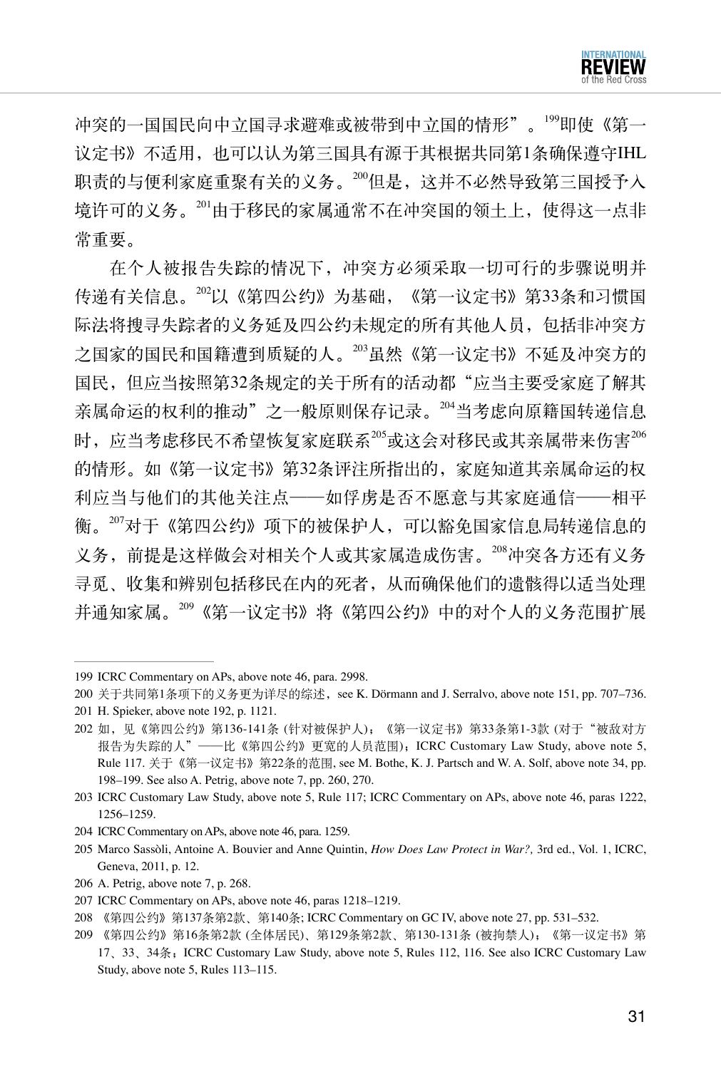冲突的一国国民向中立国寻求避难或被带到中立国的情形”。[199]即使《第一议定书》不适用，也可以认为第三国具有源于其根据共同第1条确保遵守IHL职责的与便利家庭重聚有关的义务。[200]但是，这并不必然导致第三国授予入境许可的义务。[201]由于移民的家属通常不在冲突国的领土上，使得这一点非常重要。

在个人被报告失踪的情况下，冲突方必须采取一切可行的步骤说明并传递有关信息。[202]以《第四公约》为基础，《第一议定书》第33条和习惯国际法将搜寻失踪者的义务延及四公约未规定的所有其他人员，包括非冲突方之国家的国民和国籍遭到质疑的人。[203]虽然《第一议定书》不延及冲突方的国民，但应当按照第32条规定的关于所有的活动都“应当主要受家庭了解其亲属命运的权利的推动”之一般原则保存记录。[204]当考虑向原籍国转递信息时，应当考虑移民不希望恢复家庭联系[205]或这会对移民或其亲属带来伤害[206]的情形。如《第一议定书》第32条评注所指出的，家庭知道其亲属命运的权利应当与他们的其他关注点——如俘虏是否不愿意与其家庭通信——相平衡。[207]对于《第四公约》项下的被保护人，可以豁免国家信息局转递信息的义务，前提是这样做会对相关个人或其家属造成伤害。[208]冲突各方还有义务寻觅、收集和辨别包括移民在内的死者，从而确保他们的遗骸得以适当处理并通知家属。[209]《第一议定书》将《第四公约》中的对个人的义务范围扩展

---

199 ICRC Commentary on APs, above note 46, para. 2998.

200 关于共同第1条项下的义务更为详尽的综述，see K. Dörmann and J. Serralvo, above note 151, pp. 707–736.

201 H. Spieker, above note 192, p. 1121.

202 如，见《第四公约》第136-141条 (针对被保护人)；《第一议定书》第33条第1-3款 (对于“被敌对方报告为失踪的人”——比《第四公约》更宽的人员范围)；ICRC Customary Law Study, above note 5, Rule 117. 关于《第一议定书》第22条的范围, see M. Bothe, K. J. Partsch and W. A. Solf, above note 34, pp. 198–199. See also A. Petrig, above note 7, pp. 260, 270.

203 ICRC Customary Law Study, above note 5, Rule 117; ICRC Commentary on APs, above note 46, paras 1222, 1256–1259.

204 ICRC Commentary on APs, above note 46, para. 1259.

205 Marco Sassòli, Antoine A. Bouvier and Anne Quintin, *How Does Law Protect in War?*, 3rd ed., Vol. 1, ICRC, Geneva, 2011, p. 12.

206 A. Petrig, above note 7, p. 268.

207 ICRC Commentary on APs, above note 46, paras 1218–1219.

208 《第四公约》第137条第2款、第140条; ICRC Commentary on GC IV, above note 27, pp. 531–532.

209 《第四公约》第16条第2款 (全体居民)、第129条第2款、第130-131条 (被拘禁人)；《第一议定书》第17、33、34条；ICRC Customary Law Study, above note 5, Rules 112, 116. See also ICRC Customary Law Study, above note 5, Rules 113–115.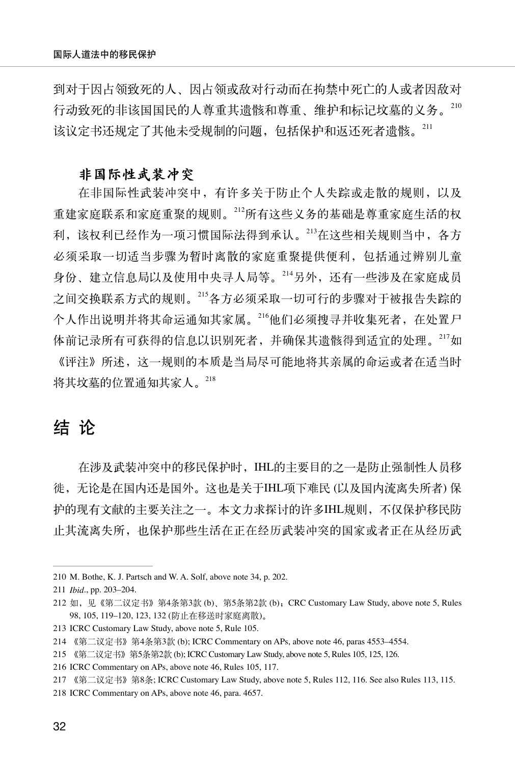到对于因占领致死的人、因占领或敌对行动而在拘禁中死亡的人或者因敌对行动致死的非该国国民的人尊重其遗骸和尊重、维护和标记坟墓的义务。[210] 该议定书还规定了其他未受规制的问题，包括保护和返还死者遗骸。[211]

### 非国际性武装冲突

在非国际性武装冲突中，有许多关于防止个人失踪或走散的规则，以及重建家庭联系和家庭重聚的规则。[212]所有这些义务的基础是尊重家庭生活的权利，该权利已经作为一项习惯国际法得到承认。[213]在这些相关规则当中，各方必须采取一切适当步骤为暂时离散的家庭重聚提供便利，包括通过辨别儿童身份、建立信息局以及使用中央寻人局等。[214]另外，还有一些涉及在家庭成员之间交换联系方式的规则。[215]各方必须采取一切可行的步骤对于被报告失踪的个人作出说明并将其命运通知其家属。[216]他们必须搜寻并收集死者，在处置尸体前记录所有可获得的信息以识别死者，并确保其遗骸得到适宜的处理。[217]如《评注》所述，这一规则的本质是当局尽可能地将其亲属的命运或者在适当时将其坟墓的位置通知其家人。[218]

## 结 论

在涉及武装冲突中的移民保护时，IHL的主要目的之一是防止强制性人员移徙，无论是在国内还是国外。这也是关于IHL项下难民 (以及国内流离失所者) 保护的现有文献的主要关注之一。本文力求探讨的许多IHL规则，不仅保护移民防止其流离失所，也保护那些生活在正在经历武装冲突的国家或者正在从经历武

---

210 M. Bothe, K. J. Partsch and W. A. Solf, above note 34, p. 202.

211 *Ibid*., pp. 203–204.

212 如，见《第二议定书》第4条第3款 (b)、第5条第2款 (b)；CRC Customary Law Study, above note 5, Rules 98, 105, 119–120, 123, 132 (防止在移送时家庭离散)。

213 ICRC Customary Law Study, above note 5, Rule 105.

214 《第二议定书》第4条第3款 (b); ICRC Commentary on APs, above note 46, paras 4553–4554.

215 《第二议定书》第5条第2款 (b); ICRC Customary Law Study, above note 5, Rules 105, 125, 126.

216 ICRC Commentary on APs, above note 46, Rules 105, 117.

217 《第二议定书》第8条; ICRC Customary Law Study, above note 5, Rules 112, 116. See also Rules 113, 115.

218 ICRC Commentary on APs, above note 46, para. 4657.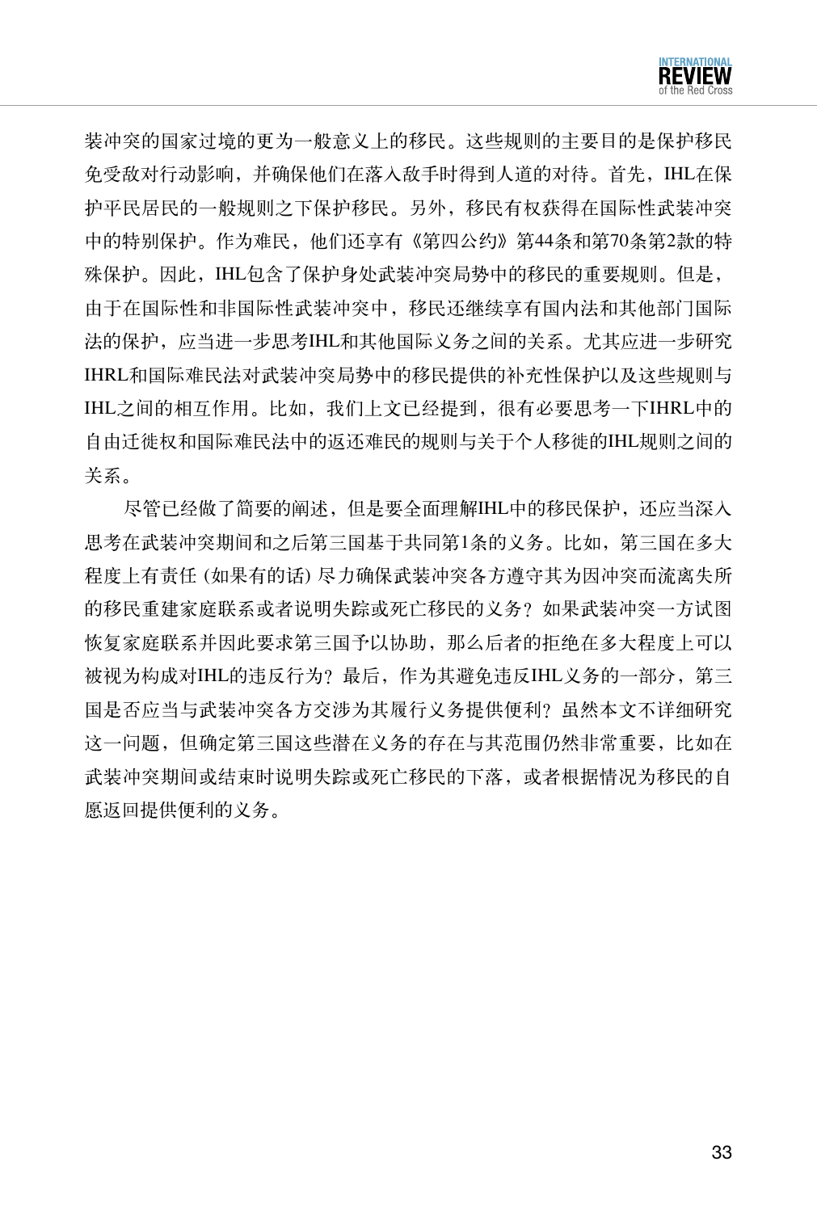装冲突的国家过境的更为一般意义上的移民。这些规则的主要目的是保护移民免受敌对行动影响，并确保他们在落入敌手时得到人道的对待。首先，IHL在保护平民居民的一般规则之下保护移民。另外，移民有权获得在国际性武装冲突中的特别保护。作为难民，他们还享有《第四公约》第44条和第70条第2款的特殊保护。因此，IHL包含了保护身处武装冲突局势中的移民的重要规则。但是，由于在国际性和非国际性武装冲突中，移民还继续享有国内法和其他部门国际法的保护，应当进一步思考IHL和其他国际义务之间的关系。尤其应进一步研究IHRL和国际难民法对武装冲突局势中的移民提供的补充性保护以及这些规则与IHL之间的相互作用。比如，我们上文已经提到，很有必要思考一下IHRL中的自由迁徙权和国际难民法中的返还难民的规则与关于个人移徙的IHL规则之间的关系。

尽管已经做了简要的阐述，但是要全面理解IHL中的移民保护，还应当深入思考在武装冲突期间和之后第三国基于共同第1条的义务。比如，第三国在多大程度上有责任 (如果有的话) 尽力确保武装冲突各方遵守其为因冲突而流离失所的移民重建家庭联系或者说明失踪或死亡移民的义务？如果武装冲突一方试图恢复家庭联系并因此要求第三国予以协助，那么后者的拒绝在多大程度上可以被视为构成对IHL的违反行为？最后，作为其避免违反IHL义务的一部分，第三国是否应当与武装冲突各方交涉为其履行义务提供便利？虽然本文不详细研究这一问题，但确定第三国这些潜在义务的存在与其范围仍然非常重要，比如在武装冲突期间或结束时说明失踪或死亡移民的下落，或者根据情况为移民的自愿返回提供便利的义务。